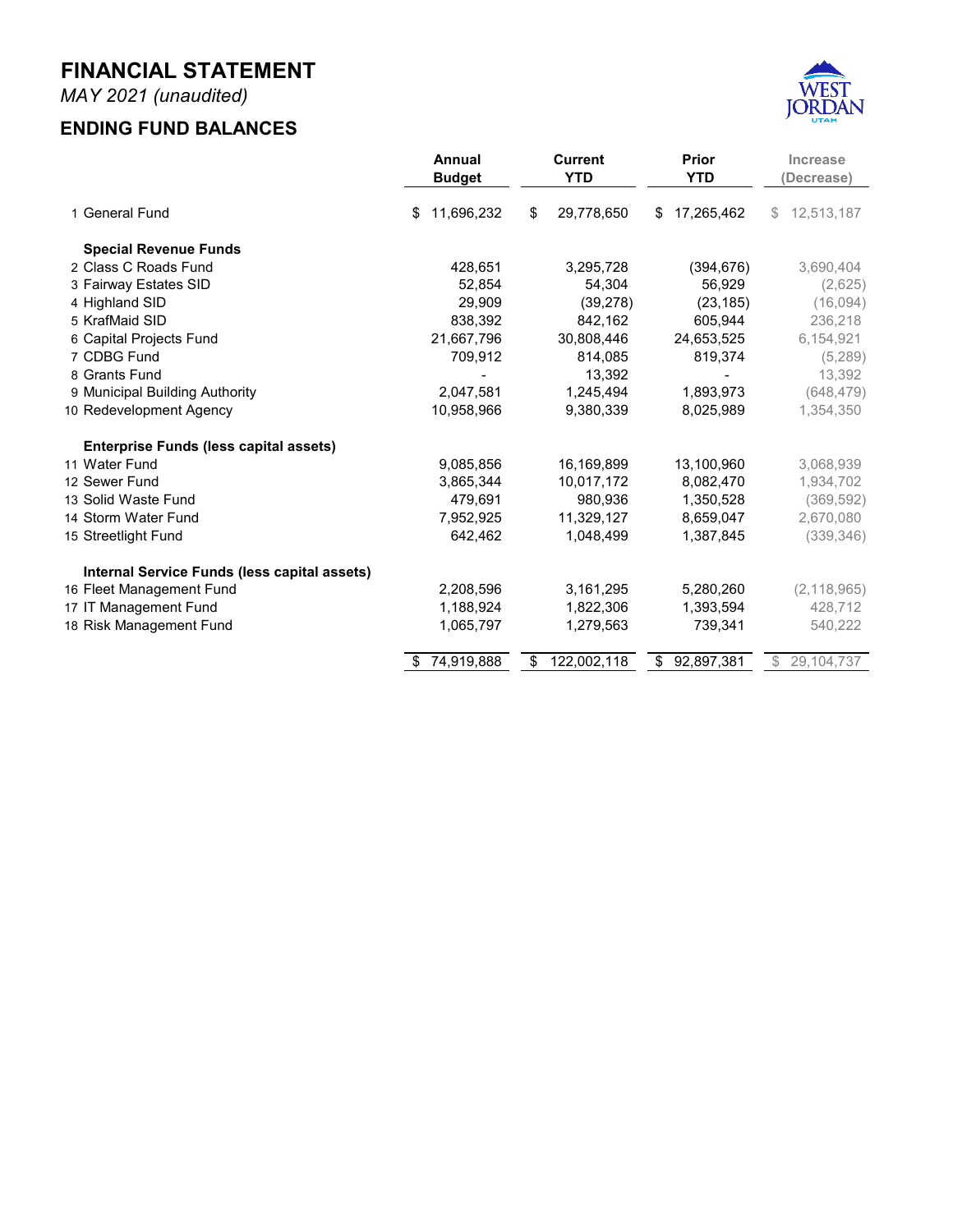# FINANCIAL STATEMENT

*MAY 2021 (unaudited)*

## ENDING FUND BALANCES

| | Annual Budget | Current YTD | Prior YTD | Increase (Decrease) |
|---|---|---|---|---|
| 1 General Fund | $ 11,696,232 | $ 29,778,650 | $ 17,265,462 | $ 12,513,187 |
| **Special Revenue Funds** | | | | |
| 2 Class C Roads Fund | 428,651 | 3,295,728 | (394,676) | 3,690,404 |
| 3 Fairway Estates SID | 52,854 | 54,304 | 56,929 | (2,625) |
| 4 Highland SID | 29,909 | (39,278) | (23,185) | (16,094) |
| 5 KrafMaid SID | 838,392 | 842,162 | 605,944 | 236,218 |
| 6 Capital Projects Fund | 21,667,796 | 30,808,446 | 24,653,525 | 6,154,921 |
| 7 CDBG Fund | 709,912 | 814,085 | 819,374 | (5,289) |
| 8 Grants Fund | - | 13,392 | - | 13,392 |
| 9 Municipal Building Authority | 2,047,581 | 1,245,494 | 1,893,973 | (648,479) |
| 10 Redevelopment Agency | 10,958,966 | 9,380,339 | 8,025,989 | 1,354,350 |
| **Enterprise Funds (less capital assets)** | | | | |
| 11 Water Fund | 9,085,856 | 16,169,899 | 13,100,960 | 3,068,939 |
| 12 Sewer Fund | 3,865,344 | 10,017,172 | 8,082,470 | 1,934,702 |
| 13 Solid Waste Fund | 479,691 | 980,936 | 1,350,528 | (369,592) |
| 14 Storm Water Fund | 7,952,925 | 11,329,127 | 8,659,047 | 2,670,080 |
| 15 Streetlight Fund | 642,462 | 1,048,499 | 1,387,845 | (339,346) |
| **Internal Service Funds (less capital assets)** | | | | |
| 16 Fleet Management Fund | 2,208,596 | 3,161,295 | 5,280,260 | (2,118,965) |
| 17 IT Management Fund | 1,188,924 | 1,822,306 | 1,393,594 | 428,712 |
| 18 Risk Management Fund | 1,065,797 | 1,279,563 | 739,341 | 540,222 |
| | $ 74,919,888 | $ 122,002,118 | $ 92,897,381 | $ 29,104,737 |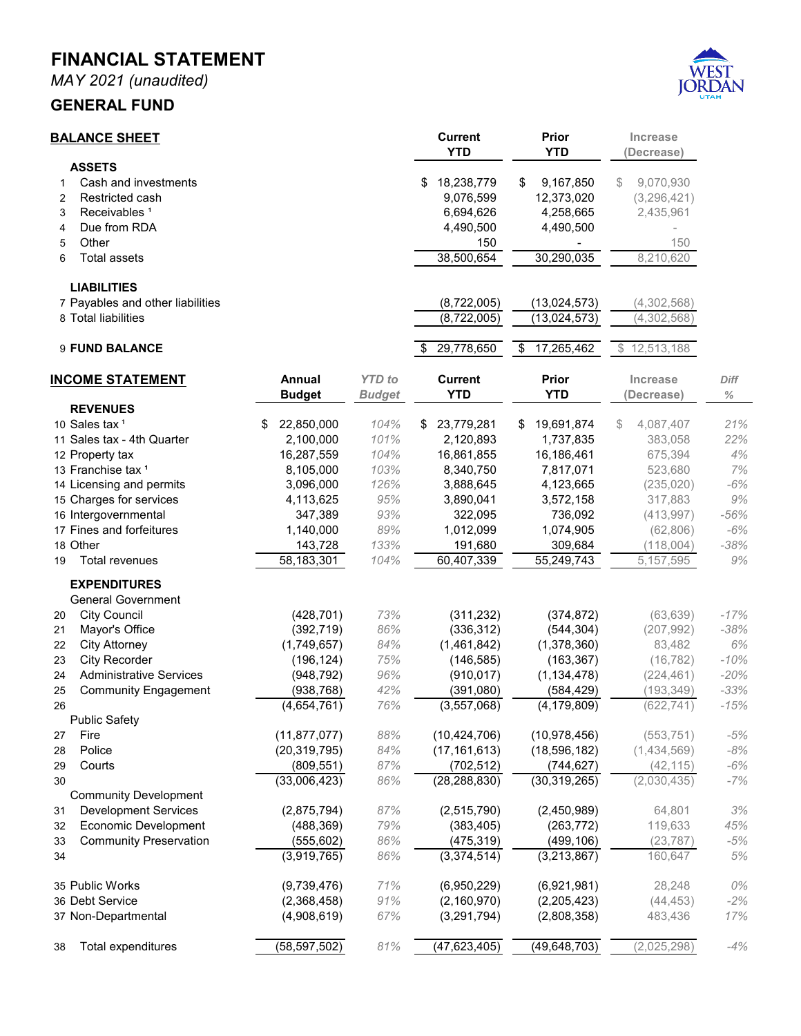# FINANCIAL STATEMENT

*MAY 2021 (unaudited)*

## GENERAL FUND

### BALANCE SHEET

| | | Current YTD | Prior YTD | Increase (Decrease) |
|---|---|---|---|---|
| | **ASSETS** | | | |
| 1 | Cash and investments | $ 18,238,779 | $ 9,167,850 | $ 9,070,930 |
| 2 | Restricted cash | 9,076,599 | 12,373,020 | (3,296,421) |
| 3 | Receivables [1] | 6,694,626 | 4,258,665 | 2,435,961 |
| 4 | Due from RDA | 4,490,500 | 4,490,500 | - |
| 5 | Other | 150 | - | 150 |
| 6 | Total assets | 38,500,654 | 30,290,035 | 8,210,620 |
| | **LIABILITIES** | | | |
| 7 | Payables and other liabilities | (8,722,005) | (13,024,573) | (4,302,568) |
| 8 | Total liabilities | (8,722,005) | (13,024,573) | (4,302,568) |
| 9 | **FUND BALANCE** | $ 29,778,650 | $ 17,265,462 | $ 12,513,188 |

### INCOME STATEMENT

| | | Annual Budget | *YTD to Budget* | Current YTD | Prior YTD | Increase (Decrease) | *Diff %* |
|---|---|---|---|---|---|---|---|
| | **REVENUES** | | | | | | |
| 10 | Sales tax [1] | $ 22,850,000 | *104%* | $ 23,779,281 | $ 19,691,874 | $ 4,087,407 | *21%* |
| 11 | Sales tax - 4th Quarter | 2,100,000 | *101%* | 2,120,893 | 1,737,835 | 383,058 | *22%* |
| 12 | Property tax | 16,287,559 | *104%* | 16,861,855 | 16,186,461 | 675,394 | *4%* |
| 13 | Franchise tax [1] | 8,105,000 | *103%* | 8,340,750 | 7,817,071 | 523,680 | *7%* |
| 14 | Licensing and permits | 3,096,000 | *126%* | 3,888,645 | 4,123,665 | (235,020) | *-6%* |
| 15 | Charges for services | 4,113,625 | *95%* | 3,890,041 | 3,572,158 | 317,883 | *9%* |
| 16 | Intergovernmental | 347,389 | *93%* | 322,095 | 736,092 | (413,997) | *-56%* |
| 17 | Fines and forfeitures | 1,140,000 | *89%* | 1,012,099 | 1,074,905 | (62,806) | *-6%* |
| 18 | Other | 143,728 | *133%* | 191,680 | 309,684 | (118,004) | *-38%* |
| 19 | Total revenues | 58,183,301 | *104%* | 60,407,339 | 55,249,743 | 5,157,595 | *9%* |
| | **EXPENDITURES** | | | | | | |
| | General Government | | | | | | |
| 20 | City Council | (428,701) | *73%* | (311,232) | (374,872) | (63,639) | *-17%* |
| 21 | Mayor's Office | (392,719) | *86%* | (336,312) | (544,304) | (207,992) | *-38%* |
| 22 | City Attorney | (1,749,657) | *84%* | (1,461,842) | (1,378,360) | 83,482 | *6%* |
| 23 | City Recorder | (196,124) | *75%* | (146,585) | (163,367) | (16,782) | *-10%* |
| 24 | Administrative Services | (948,792) | *96%* | (910,017) | (1,134,478) | (224,461) | *-20%* |
| 25 | Community Engagement | (938,768) | *42%* | (391,080) | (584,429) | (193,349) | *-33%* |
| 26 | | (4,654,761) | *76%* | (3,557,068) | (4,179,809) | (622,741) | *-15%* |
| | Public Safety | | | | | | |
| 27 | Fire | (11,877,077) | *88%* | (10,424,706) | (10,978,456) | (553,751) | *-5%* |
| 28 | Police | (20,319,795) | *84%* | (17,161,613) | (18,596,182) | (1,434,569) | *-8%* |
| 29 | Courts | (809,551) | *87%* | (702,512) | (744,627) | (42,115) | *-6%* |
| 30 | | (33,006,423) | *86%* | (28,288,830) | (30,319,265) | (2,030,435) | *-7%* |
| | Community Development | | | | | | |
| 31 | Development Services | (2,875,794) | *87%* | (2,515,790) | (2,450,989) | 64,801 | *3%* |
| 32 | Economic Development | (488,369) | *79%* | (383,405) | (263,772) | 119,633 | *45%* |
| 33 | Community Preservation | (555,602) | *86%* | (475,319) | (499,106) | (23,787) | *-5%* |
| 34 | | (3,919,765) | *86%* | (3,374,514) | (3,213,867) | 160,647 | *5%* |
| 35 | Public Works | (9,739,476) | *71%* | (6,950,229) | (6,921,981) | 28,248 | *0%* |
| 36 | Debt Service | (2,368,458) | *91%* | (2,160,970) | (2,205,423) | (44,453) | *-2%* |
| 37 | Non-Departmental | (4,908,619) | *67%* | (3,291,794) | (2,808,358) | 483,436 | *17%* |
| 38 | Total expenditures | (58,597,502) | *81%* | (47,623,405) | (49,648,703) | (2,025,298) | *-4%* |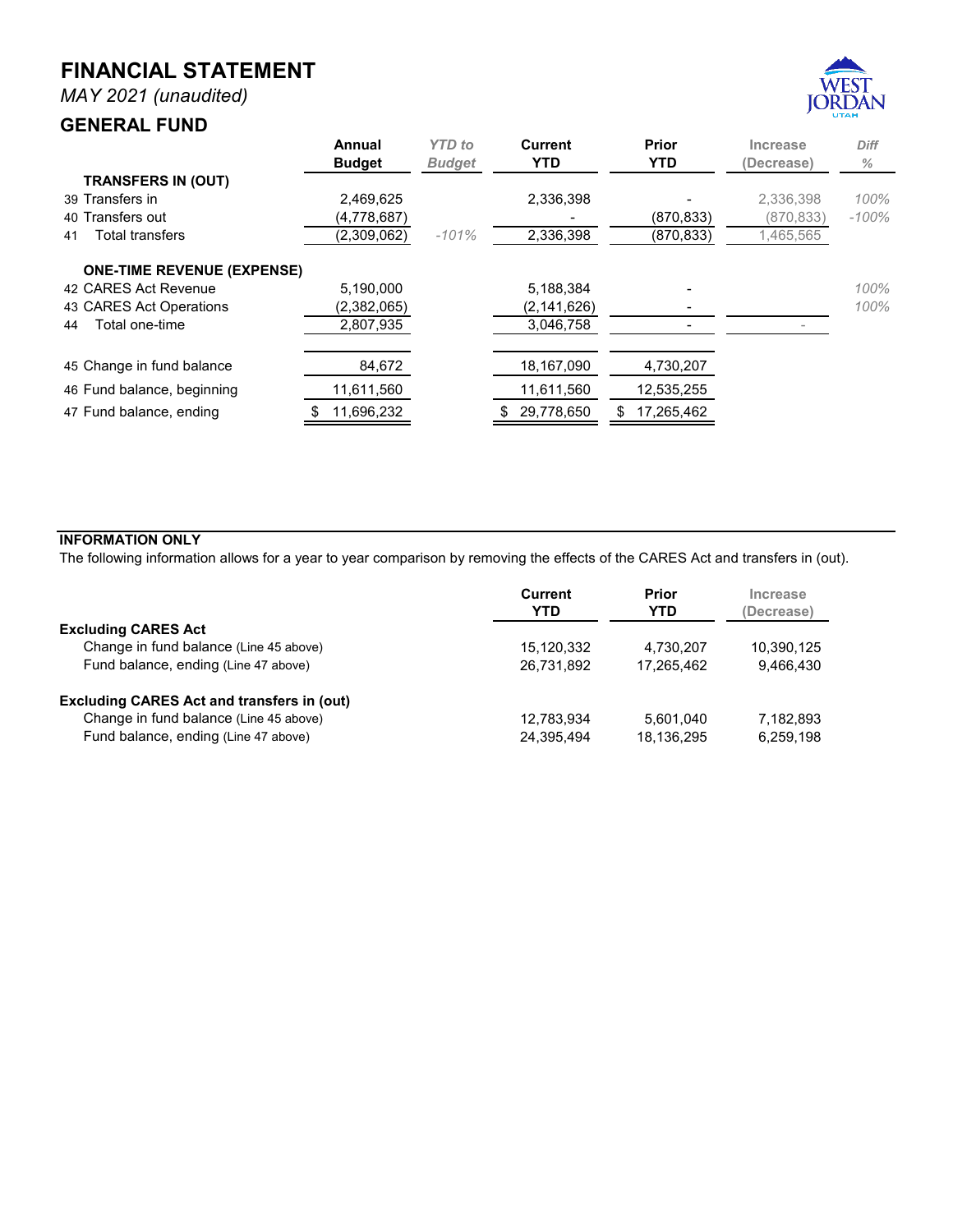# FINANCIAL STATEMENT

*MAY 2021 (unaudited)*

## GENERAL FUND

| | Annual Budget | *YTD to Budget* | Current YTD | Prior YTD | Increase (Decrease) | *Diff %* |
|---|---|---|---|---|---|---|
| **TRANSFERS IN (OUT)** | | | | | | |
| 39 Transfers in | 2,469,625 | | 2,336,398 | - | 2,336,398 | *100%* |
| 40 Transfers out | (4,778,687) | | - | (870,833) | (870,833) | *-100%* |
| 41 Total transfers | (2,309,062) | *-101%* | 2,336,398 | (870,833) | 1,465,565 | |
| **ONE-TIME REVENUE (EXPENSE)** | | | | | | |
| 42 CARES Act Revenue | 5,190,000 | | 5,188,384 | - | | *100%* |
| 43 CARES Act Operations | (2,382,065) | | (2,141,626) | - | | *100%* |
| 44 Total one-time | 2,807,935 | | 3,046,758 | - | - | |
| 45 Change in fund balance | 84,672 | | 18,167,090 | 4,730,207 | | |
| 46 Fund balance, beginning | 11,611,560 | | 11,611,560 | 12,535,255 | | |
| 47 Fund balance, ending | $ 11,696,232 | | $ 29,778,650 | $ 17,265,462 | | |

**INFORMATION ONLY**

The following information allows for a year to year comparison by removing the effects of the CARES Act and transfers in (out).

| | Current YTD | Prior YTD | Increase (Decrease) |
|---|---|---|---|
| **Excluding CARES Act** | | | |
| Change in fund balance (Line 45 above) | 15,120,332 | 4,730,207 | 10,390,125 |
| Fund balance, ending (Line 47 above) | 26,731,892 | 17,265,462 | 9,466,430 |
| **Excluding CARES Act and transfers in (out)** | | | |
| Change in fund balance (Line 45 above) | 12,783,934 | 5,601,040 | 7,182,893 |
| Fund balance, ending (Line 47 above) | 24,395,494 | 18,136,295 | 6,259,198 |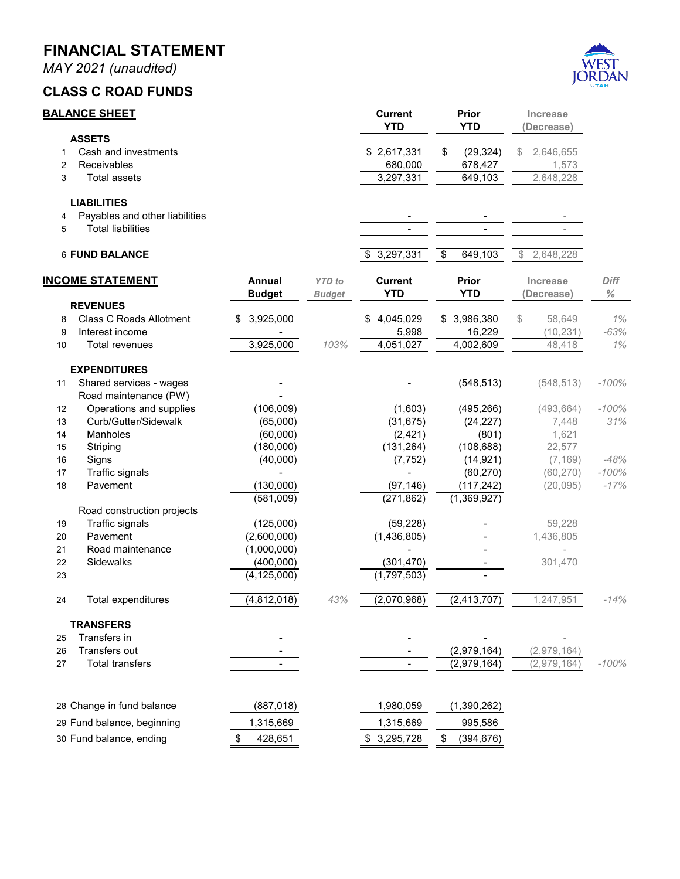# FINANCIAL STATEMENT

*MAY 2021 (unaudited)*

## CLASS C ROAD FUNDS

### BALANCE SHEET

| | | Current YTD | Prior YTD | Increase (Decrease) |
|---|---|---|---|---|
| | **ASSETS** | | | |
| 1 | Cash and investments | $ 2,617,331 | $ (29,324) | $ 2,646,655 |
| 2 | Receivables | 680,000 | 678,427 | 1,573 |
| 3 | Total assets | 3,297,331 | 649,103 | 2,648,228 |
| | **LIABILITIES** | | | |
| 4 | Payables and other liabilities | - | - | - |
| 5 | Total liabilities | - | - | - |
| 6 | **FUND BALANCE** | $ 3,297,331 | $ 649,103 | $ 2,648,228 |

### INCOME STATEMENT

| | | Annual Budget | *YTD to Budget* | Current YTD | Prior YTD | Increase (Decrease) | *Diff %* |
|---|---|---|---|---|---|---|---|
| | **REVENUES** | | | | | | |
| 8 | Class C Roads Allotment | $ 3,925,000 | | $ 4,045,029 | $ 3,986,380 | $ 58,649 | *1%* |
| 9 | Interest income | - | | 5,998 | 16,229 | (10,231) | *-63%* |
| 10 | Total revenues | 3,925,000 | *103%* | 4,051,027 | 4,002,609 | 48,418 | *1%* |
| | **EXPENDITURES** | | | | | | |
| 11 | Shared services - wages | - | | - | (548,513) | (548,513) | *-100%* |
| | Road maintenance (PW) | - | | | | | |
| 12 | Operations and supplies | (106,009) | | (1,603) | (495,266) | (493,664) | *-100%* |
| 13 | Curb/Gutter/Sidewalk | (65,000) | | (31,675) | (24,227) | 7,448 | *31%* |
| 14 | Manholes | (60,000) | | (2,421) | (801) | 1,621 | |
| 15 | Striping | (180,000) | | (131,264) | (108,688) | 22,577 | |
| 16 | Signs | (40,000) | | (7,752) | (14,921) | (7,169) | *-48%* |
| 17 | Traffic signals | - | | - | (60,270) | (60,270) | *-100%* |
| 18 | Pavement | (130,000) | | (97,146) | (117,242) | (20,095) | *-17%* |
| | | (581,009) | | (271,862) | (1,369,927) | | |
| | Road construction projects | | | | | | |
| 19 | Traffic signals | (125,000) | | (59,228) | - | 59,228 | |
| 20 | Pavement | (2,600,000) | | (1,436,805) | - | 1,436,805 | |
| 21 | Road maintenance | (1,000,000) | | - | - | - | |
| 22 | Sidewalks | (400,000) | | (301,470) | - | 301,470 | |
| 23 | | (4,125,000) | | (1,797,503) | - | | |
| 24 | Total expenditures | (4,812,018) | *43%* | (2,070,968) | (2,413,707) | 1,247,951 | *-14%* |
| | **TRANSFERS** | | | | | | |
| 25 | Transfers in | - | | - | - | - | |
| 26 | Transfers out | - | | - | (2,979,164) | (2,979,164) | |
| 27 | Total transfers | - | | - | (2,979,164) | (2,979,164) | *-100%* |
| 28 | Change in fund balance | (887,018) | | 1,980,059 | (1,390,262) | | |
| 29 | Fund balance, beginning | 1,315,669 | | 1,315,669 | 995,586 | | |
| 30 | Fund balance, ending | $ 428,651 | | $ 3,295,728 | $ (394,676) | | |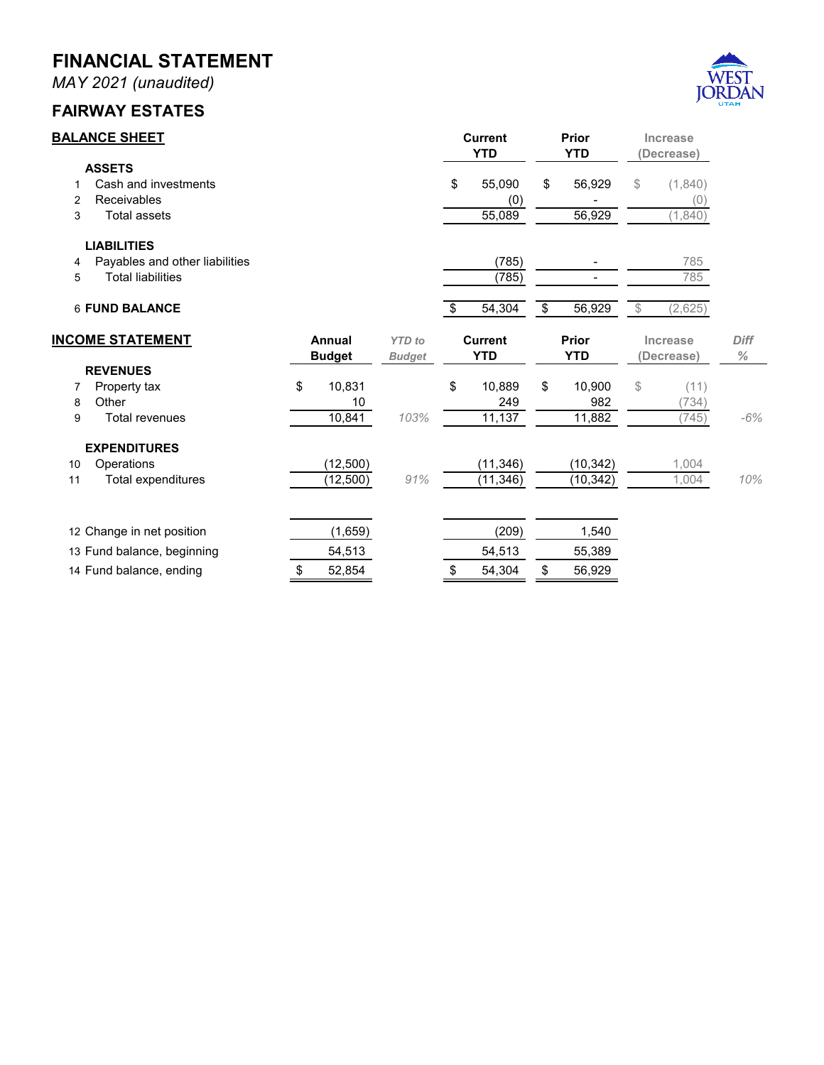# FINANCIAL STATEMENT

*MAY 2021 (unaudited)*

## FAIRWAY ESTATES

### BALANCE SHEET

| | | Current YTD | Prior YTD | Increase (Decrease) |
|---|---|---|---|---|
| | **ASSETS** | | | |
| 1 | Cash and investments | $ 55,090 | $ 56,929 | $ (1,840) |
| 2 | Receivables | (0) | - | (0) |
| 3 | Total assets | 55,089 | 56,929 | (1,840) |
| | **LIABILITIES** | | | |
| 4 | Payables and other liabilities | (785) | - | 785 |
| 5 | Total liabilities | (785) | - | 785 |
| 6 | **FUND BALANCE** | $ 54,304 | $ 56,929 | $ (2,625) |

### INCOME STATEMENT

| | | Annual Budget | *YTD to Budget* | Current YTD | Prior YTD | Increase (Decrease) | *Diff %* |
|---|---|---|---|---|---|---|---|
| | **REVENUES** | | | | | | |
| 7 | Property tax | $ 10,831 | | $ 10,889 | $ 10,900 | $ (11) | |
| 8 | Other | 10 | | 249 | 982 | (734) | |
| 9 | Total revenues | 10,841 | *103%* | 11,137 | 11,882 | (745) | *-6%* |
| | **EXPENDITURES** | | | | | | |
| 10 | Operations | (12,500) | | (11,346) | (10,342) | 1,004 | |
| 11 | Total expenditures | (12,500) | *91%* | (11,346) | (10,342) | 1,004 | *10%* |
| 12 | Change in net position | (1,659) | | (209) | 1,540 | | |
| 13 | Fund balance, beginning | 54,513 | | 54,513 | 55,389 | | |
| 14 | Fund balance, ending | $ 52,854 | | $ 54,304 | $ 56,929 | | |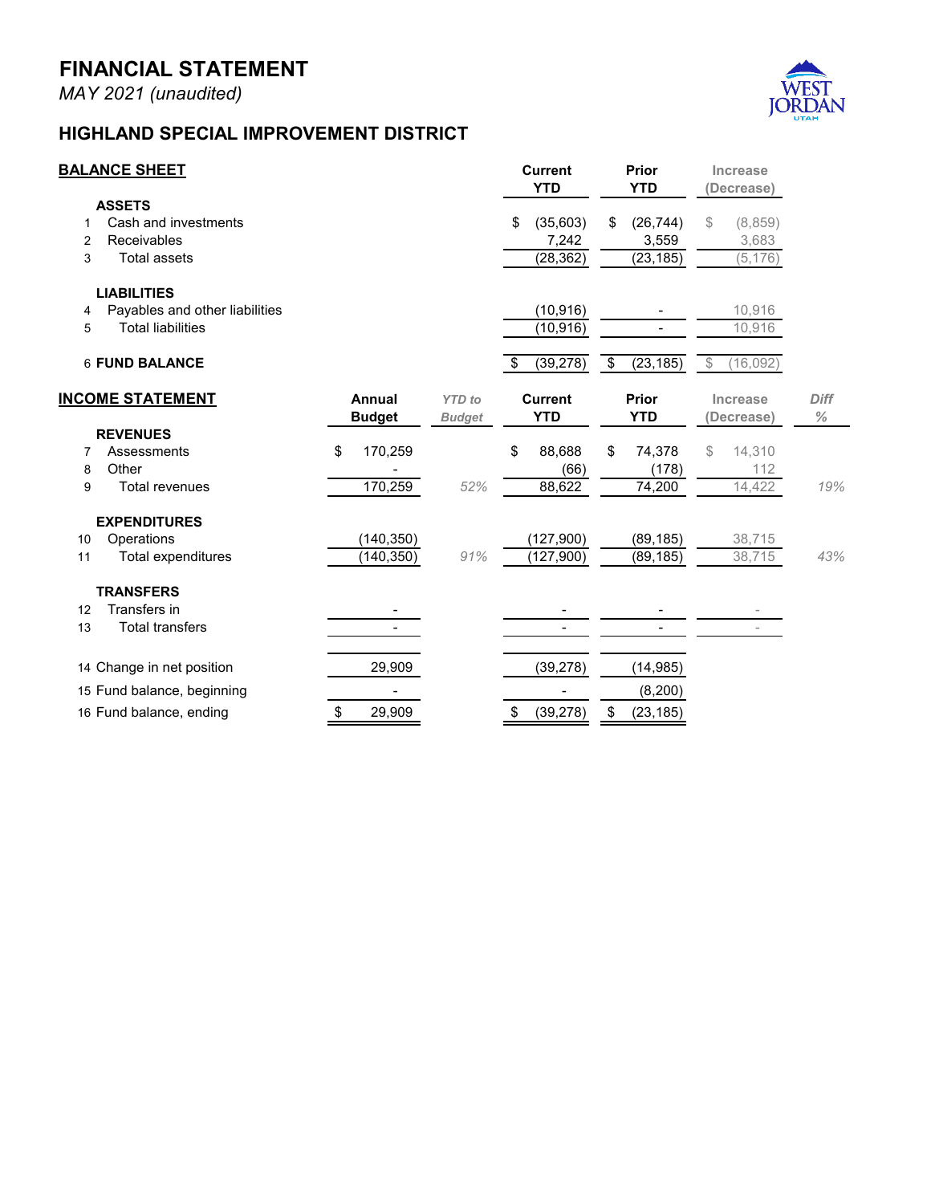# FINANCIAL STATEMENT

*MAY 2021 (unaudited)*

WEST JORDAN UTAH

## HIGHLAND SPECIAL IMPROVEMENT DISTRICT

| BALANCE SHEET | Current YTD | Prior YTD | Increase (Decrease) |
|---|---|---|---|
| **ASSETS** | | | |
| 1 Cash and investments | $ (35,603) | $ (26,744) | $ (8,859) |
| 2 Receivables | 7,242 | 3,559 | 3,683 |
| 3 Total assets | (28,362) | (23,185) | (5,176) |
| **LIABILITIES** | | | |
| 4 Payables and other liabilities | (10,916) | - | 10,916 |
| 5 Total liabilities | (10,916) | - | 10,916 |
| 6 **FUND BALANCE** | $ (39,278) | $ (23,185) | $ (16,092) |

| INCOME STATEMENT | Annual Budget | *YTD to Budget* | Current YTD | Prior YTD | Increase (Decrease) | *Diff %* |
|---|---|---|---|---|---|---|
| **REVENUES** | | | | | | |
| 7 Assessments | $ 170,259 | | $ 88,688 | $ 74,378 | $ 14,310 | |
| 8 Other | - | | (66) | (178) | 112 | |
| 9 Total revenues | 170,259 | *52%* | 88,622 | 74,200 | 14,422 | *19%* |
| **EXPENDITURES** | | | | | | |
| 10 Operations | (140,350) | | (127,900) | (89,185) | 38,715 | |
| 11 Total expenditures | (140,350) | *91%* | (127,900) | (89,185) | 38,715 | *43%* |
| **TRANSFERS** | | | | | | |
| 12 Transfers in | - | | - | - | - | |
| 13 Total transfers | - | | - | - | - | |
| 14 Change in net position | 29,909 | | (39,278) | (14,985) | | |
| 15 Fund balance, beginning | - | | - | (8,200) | | |
| 16 Fund balance, ending | $ 29,909 | | $ (39,278) | $ (23,185) | | |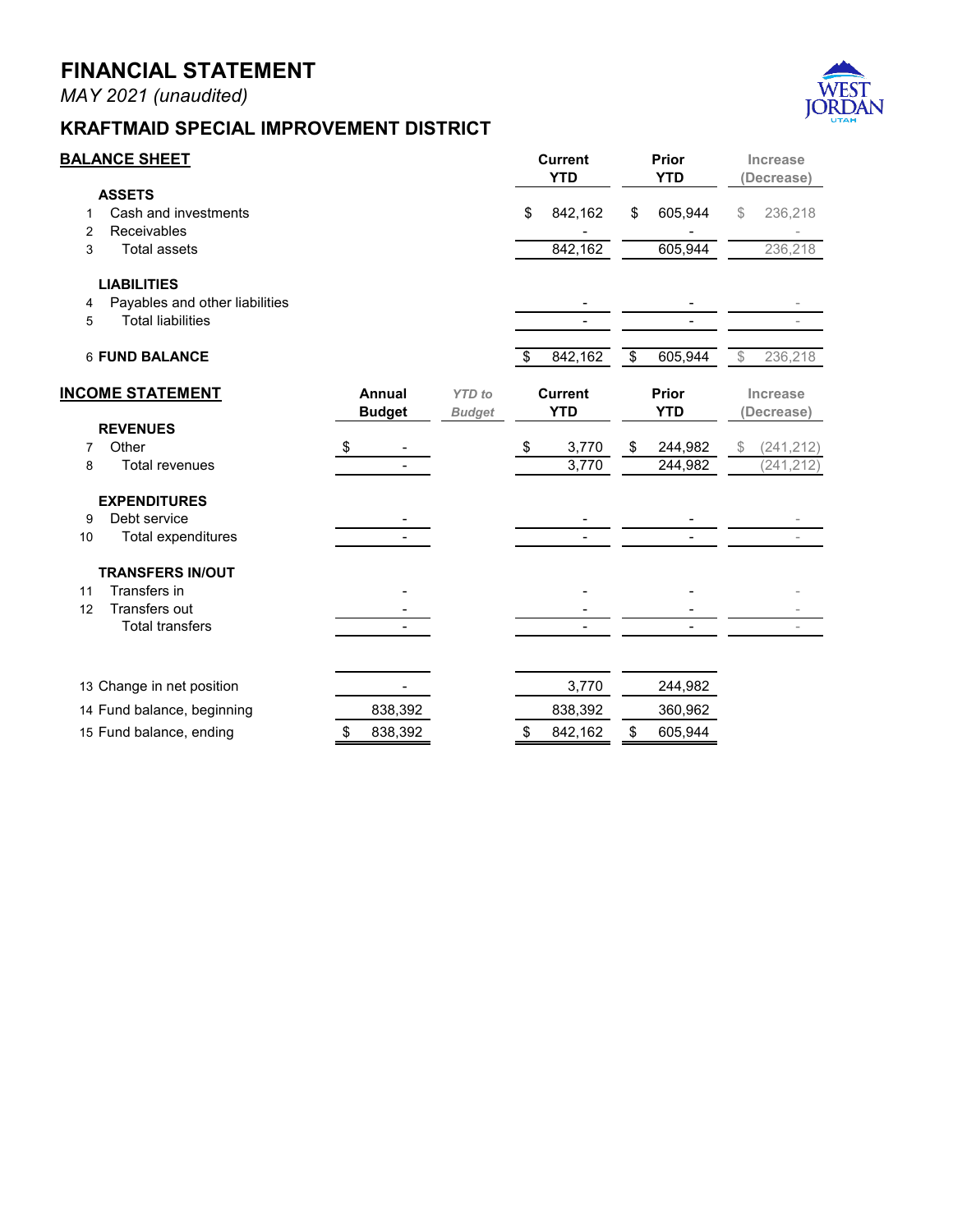# FINANCIAL STATEMENT

*MAY 2021 (unaudited)*

## KRAFTMAID SPECIAL IMPROVEMENT DISTRICT

**BALANCE SHEET**

| | | Current YTD | Prior YTD | Increase (Decrease) |
|---|---|---|---|---|
| | **ASSETS** | | | |
| 1 | Cash and investments | $ 842,162 | $ 605,944 | $ 236,218 |
| 2 | Receivables | - | - | - |
| 3 | Total assets | 842,162 | 605,944 | 236,218 |
| | **LIABILITIES** | | | |
| 4 | Payables and other liabilities | - | - | - |
| 5 | Total liabilities | - | - | - |
| 6 | **FUND BALANCE** | $ 842,162 | $ 605,944 | $ 236,218 |

**INCOME STATEMENT**

| | | Annual Budget | *YTD to Budget* | Current YTD | Prior YTD | Increase (Decrease) |
|---|---|---|---|---|---|---|
| | **REVENUES** | | | | | |
| 7 | Other | $ - | | $ 3,770 | $ 244,982 | $ (241,212) |
| 8 | Total revenues | - | | 3,770 | 244,982 | (241,212) |
| | **EXPENDITURES** | | | | | |
| 9 | Debt service | - | | - | - | - |
| 10 | Total expenditures | - | | - | - | - |
| | **TRANSFERS IN/OUT** | | | | | |
| 11 | Transfers in | - | | - | - | - |
| 12 | Transfers out | - | | - | - | - |
| | Total transfers | - | | - | - | - |
| 13 | Change in net position | - | | 3,770 | 244,982 | |
| 14 | Fund balance, beginning | 838,392 | | 838,392 | 360,962 | |
| 15 | Fund balance, ending | $ 838,392 | | $ 842,162 | $ 605,944 | |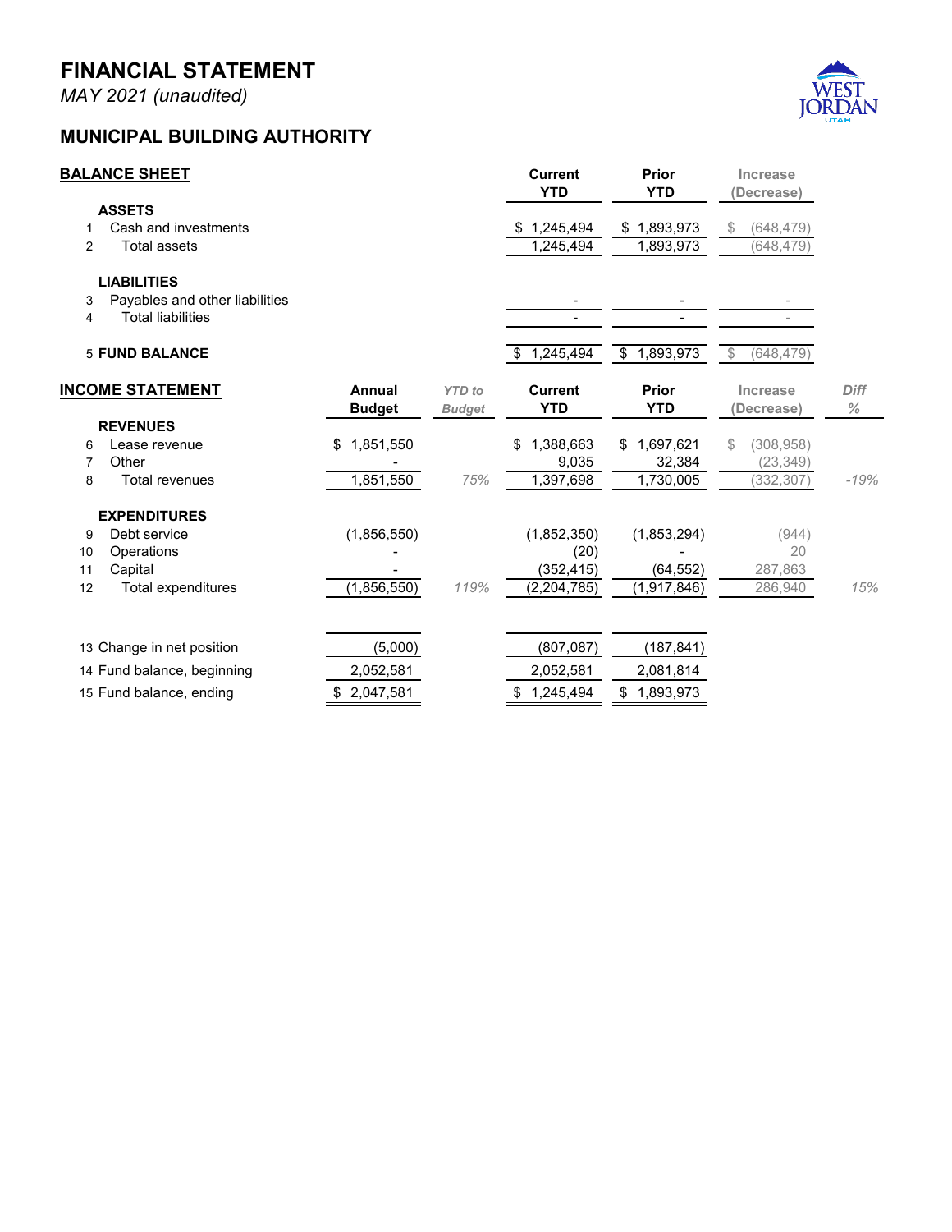# FINANCIAL STATEMENT

*MAY 2021 (unaudited)*

## MUNICIPAL BUILDING AUTHORITY

### BALANCE SHEET

| | | Current YTD | Prior YTD | Increase (Decrease) |
|---|---|---|---|---|
| | **ASSETS** | | | |
| 1 | Cash and investments | $ 1,245,494 | $ 1,893,973 | $ (648,479) |
| 2 | Total assets | 1,245,494 | 1,893,973 | (648,479) |
| | **LIABILITIES** | | | |
| 3 | Payables and other liabilities | - | - | - |
| 4 | Total liabilities | - | - | - |
| 5 | **FUND BALANCE** | $ 1,245,494 | $ 1,893,973 | $ (648,479) |

### INCOME STATEMENT

| | | Annual Budget | *YTD to Budget* | Current YTD | Prior YTD | Increase (Decrease) | *Diff %* |
|---|---|---|---|---|---|---|---|
| | **REVENUES** | | | | | | |
| 6 | Lease revenue | $ 1,851,550 | | $ 1,388,663 | $ 1,697,621 | $ (308,958) | |
| 7 | Other | - | | 9,035 | 32,384 | (23,349) | |
| 8 | Total revenues | 1,851,550 | *75%* | 1,397,698 | 1,730,005 | (332,307) | *-19%* |
| | **EXPENDITURES** | | | | | | |
| 9 | Debt service | (1,856,550) | | (1,852,350) | (1,853,294) | (944) | |
| 10 | Operations | - | | (20) | - | 20 | |
| 11 | Capital | - | | (352,415) | (64,552) | 287,863 | |
| 12 | Total expenditures | (1,856,550) | *119%* | (2,204,785) | (1,917,846) | 286,940 | *15%* |
| 13 | Change in net position | (5,000) | | (807,087) | (187,841) | | |
| 14 | Fund balance, beginning | 2,052,581 | | 2,052,581 | 2,081,814 | | |
| 15 | Fund balance, ending | $ 2,047,581 | | $ 1,245,494 | $ 1,893,973 | | |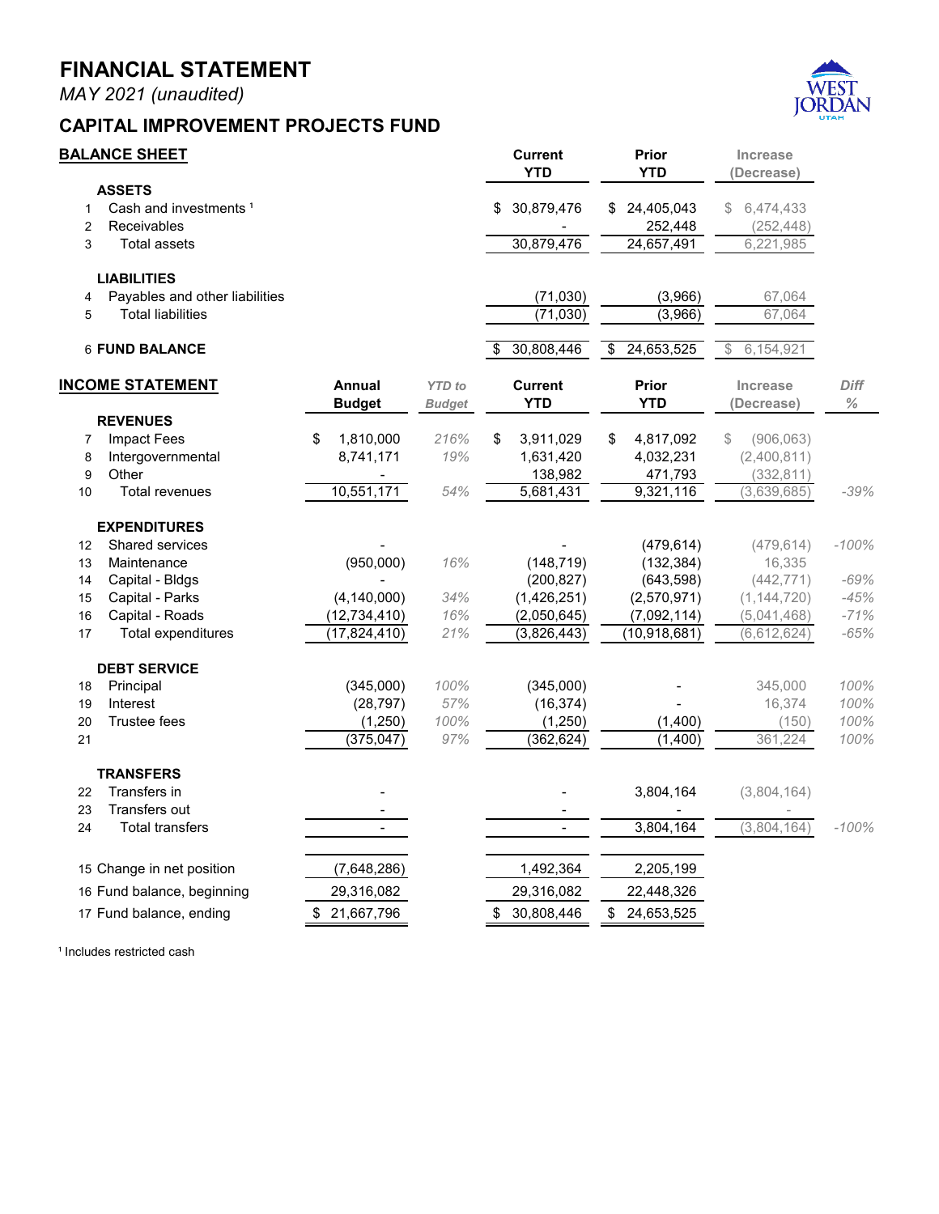# FINANCIAL STATEMENT

*MAY 2021 (unaudited)*

## CAPITAL IMPROVEMENT PROJECTS FUND

| BALANCE SHEET | | Current YTD | Prior YTD | Increase (Decrease) |
|---|---|---|---|---|
| | **ASSETS** | | | |
| 1 | Cash and investments [1] | $ 30,879,476 | $ 24,405,043 | $ 6,474,433 |
| 2 | Receivables | - | 252,448 | (252,448) |
| 3 | Total assets | 30,879,476 | 24,657,491 | 6,221,985 |
| | **LIABILITIES** | | | |
| 4 | Payables and other liabilities | (71,030) | (3,966) | 67,064 |
| 5 | Total liabilities | (71,030) | (3,966) | 67,064 |
| 6 | **FUND BALANCE** | $ 30,808,446 | $ 24,653,525 | $ 6,154,921 |

| INCOME STATEMENT | | Annual Budget | YTD to Budget | Current YTD | Prior YTD | Increase (Decrease) | Diff % |
|---|---|---|---|---|---|---|---|
| | **REVENUES** | | | | | | |
| 7 | Impact Fees | $ 1,810,000 | 216% | $ 3,911,029 | $ 4,817,092 | $ (906,063) | |
| 8 | Intergovernmental | 8,741,171 | 19% | 1,631,420 | 4,032,231 | (2,400,811) | |
| 9 | Other | - | | 138,982 | 471,793 | (332,811) | |
| 10 | Total revenues | 10,551,171 | 54% | 5,681,431 | 9,321,116 | (3,639,685) | -39% |
| | **EXPENDITURES** | | | | | | |
| 12 | Shared services | - | | - | (479,614) | (479,614) | -100% |
| 13 | Maintenance | (950,000) | 16% | (148,719) | (132,384) | 16,335 | |
| 14 | Capital - Bldgs | - | | (200,827) | (643,598) | (442,771) | -69% |
| 15 | Capital - Parks | (4,140,000) | 34% | (1,426,251) | (2,570,971) | (1,144,720) | -45% |
| 16 | Capital - Roads | (12,734,410) | 16% | (2,050,645) | (7,092,114) | (5,041,468) | -71% |
| 17 | Total expenditures | (17,824,410) | 21% | (3,826,443) | (10,918,681) | (6,612,624) | -65% |
| | **DEBT SERVICE** | | | | | | |
| 18 | Principal | (345,000) | 100% | (345,000) | - | 345,000 | 100% |
| 19 | Interest | (28,797) | 57% | (16,374) | - | 16,374 | 100% |
| 20 | Trustee fees | (1,250) | 100% | (1,250) | (1,400) | (150) | 100% |
| 21 | | (375,047) | 97% | (362,624) | (1,400) | 361,224 | 100% |
| | **TRANSFERS** | | | | | | |
| 22 | Transfers in | - | | - | 3,804,164 | (3,804,164) | |
| 23 | Transfers out | - | | - | - | - | |
| 24 | Total transfers | - | | - | 3,804,164 | (3,804,164) | -100% |
| 15 | Change in net position | (7,648,286) | | 1,492,364 | 2,205,199 | | |
| 16 | Fund balance, beginning | 29,316,082 | | 29,316,082 | 22,448,326 | | |
| 17 | Fund balance, ending | $ 21,667,796 | | $ 30,808,446 | $ 24,653,525 | | |

[1] Includes restricted cash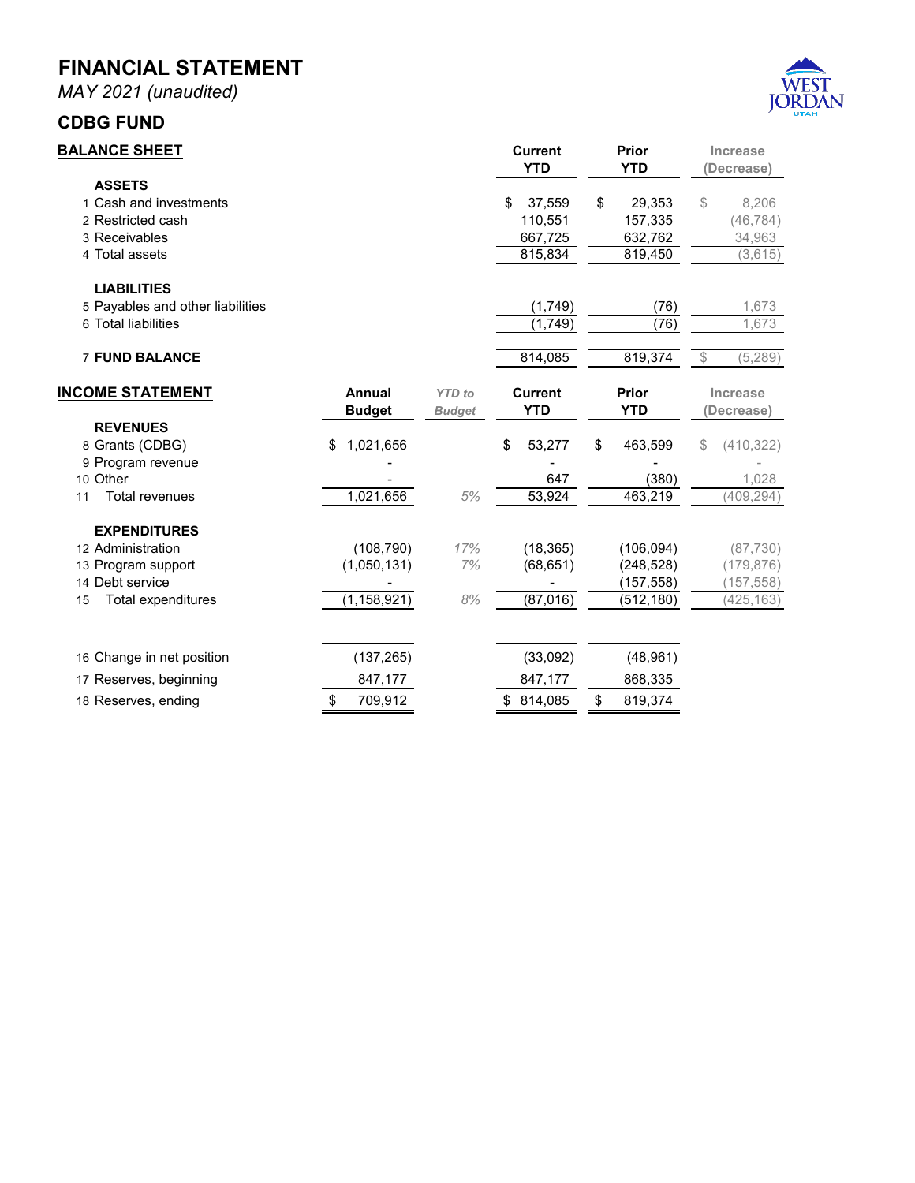# FINANCIAL STATEMENT

*MAY 2021 (unaudited)*

## CDBG FUND

| BALANCE SHEET | Current YTD | Prior YTD | Increase (Decrease) |
|---|---|---|---|
| **ASSETS** | | | |
| 1 Cash and investments | $ 37,559 | $ 29,353 | $ 8,206 |
| 2 Restricted cash | 110,551 | 157,335 | (46,784) |
| 3 Receivables | 667,725 | 632,762 | 34,963 |
| 4 Total assets | 815,834 | 819,450 | (3,615) |
| **LIABILITIES** | | | |
| 5 Payables and other liabilities | (1,749) | (76) | 1,673 |
| 6 Total liabilities | (1,749) | (76) | 1,673 |
| 7 **FUND BALANCE** | 814,085 | 819,374 | $ (5,289) |

| INCOME STATEMENT | Annual Budget | *YTD to Budget* | Current YTD | Prior YTD | Increase (Decrease) |
|---|---|---|---|---|---|
| **REVENUES** | | | | | |
| 8 Grants (CDBG) | $ 1,021,656 | | $ 53,277 | $ 463,599 | $ (410,322) |
| 9 Program revenue | - | | - | - | - |
| 10 Other | - | | 647 | (380) | 1,028 |
| 11 Total revenues | 1,021,656 | *5%* | 53,924 | 463,219 | (409,294) |
| **EXPENDITURES** | | | | | |
| 12 Administration | (108,790) | *17%* | (18,365) | (106,094) | (87,730) |
| 13 Program support | (1,050,131) | *7%* | (68,651) | (248,528) | (179,876) |
| 14 Debt service | - | | - | (157,558) | (157,558) |
| 15 Total expenditures | (1,158,921) | *8%* | (87,016) | (512,180) | (425,163) |
| 16 Change in net position | (137,265) | | (33,092) | (48,961) | |
| 17 Reserves, beginning | 847,177 | | 847,177 | 868,335 | |
| 18 Reserves, ending | $ 709,912 | | $ 814,085 | $ 819,374 | |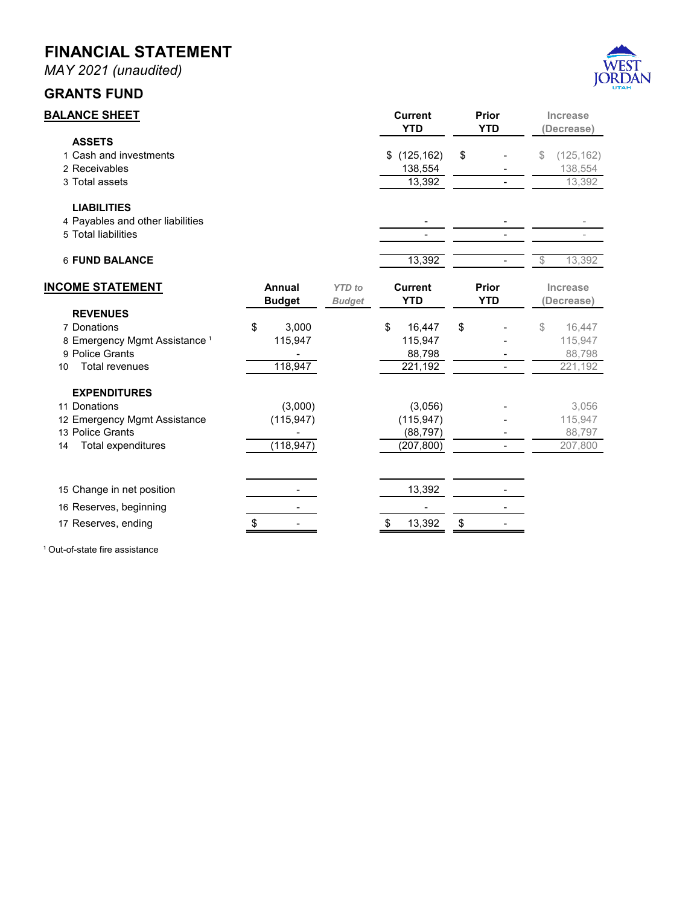# FINANCIAL STATEMENT

*MAY 2021 (unaudited)*

## GRANTS FUND

| BALANCE SHEET | Current YTD | Prior YTD | Increase (Decrease) |
|---|---|---|---|
| **ASSETS** | | | |
| 1 Cash and investments | $ (125,162) | $ - | $ (125,162) |
| 2 Receivables | 138,554 | - | 138,554 |
| 3 Total assets | 13,392 | - | 13,392 |
| **LIABILITIES** | | | |
| 4 Payables and other liabilities | - | - | - |
| 5 Total liabilities | - | - | - |
| 6 **FUND BALANCE** | 13,392 | - | $ 13,392 |

| INCOME STATEMENT | Annual Budget | *YTD to Budget* | Current YTD | Prior YTD | Increase (Decrease) |
|---|---|---|---|---|---|
| **REVENUES** | | | | | |
| 7 Donations | $ 3,000 | | $ 16,447 | $ - | $ 16,447 |
| 8 Emergency Mgmt Assistance [1] | 115,947 | | 115,947 | - | 115,947 |
| 9 Police Grants | - | | 88,798 | - | 88,798 |
| 10 Total revenues | 118,947 | | 221,192 | - | 221,192 |
| **EXPENDITURES** | | | | | |
| 11 Donations | (3,000) | | (3,056) | - | 3,056 |
| 12 Emergency Mgmt Assistance | (115,947) | | (115,947) | - | 115,947 |
| 13 Police Grants | - | | (88,797) | - | 88,797 |
| 14 Total expenditures | (118,947) | | (207,800) | - | 207,800 |
| 15 Change in net position | - | | 13,392 | - | |
| 16 Reserves, beginning | - | | - | - | |
| 17 Reserves, ending | $ - | | $ 13,392 | $ - | |

[1] Out-of-state fire assistance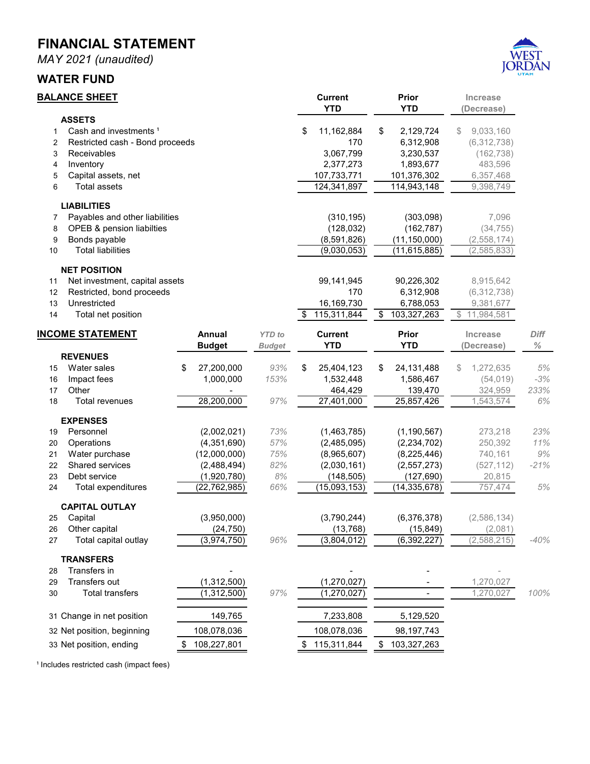# FINANCIAL STATEMENT

*MAY 2021 (unaudited)*

## WATER FUND

### BALANCE SHEET

| | | Current YTD | Prior YTD | Increase (Decrease) |
|---|---|---|---|---|
| | **ASSETS** | | | |
| 1 | Cash and investments [1] | $ 11,162,884 | $ 2,129,724 | $ 9,033,160 |
| 2 | Restricted cash - Bond proceeds | 170 | 6,312,908 | (6,312,738) |
| 3 | Receivables | 3,067,799 | 3,230,537 | (162,738) |
| 4 | Inventory | 2,377,273 | 1,893,677 | 483,596 |
| 5 | Capital assets, net | 107,733,771 | 101,376,302 | 6,357,468 |
| 6 | Total assets | 124,341,897 | 114,943,148 | 9,398,749 |
| | **LIABILITIES** | | | |
| 7 | Payables and other liabilities | (310,195) | (303,098) | 7,096 |
| 8 | OPEB & pension liabilties | (128,032) | (162,787) | (34,755) |
| 9 | Bonds payable | (8,591,826) | (11,150,000) | (2,558,174) |
| 10 | Total liabilities | (9,030,053) | (11,615,885) | (2,585,833) |
| | **NET POSITION** | | | |
| 11 | Net investment, capital assets | 99,141,945 | 90,226,302 | 8,915,642 |
| 12 | Restricted, bond proceeds | 170 | 6,312,908 | (6,312,738) |
| 13 | Unrestricted | 16,169,730 | 6,788,053 | 9,381,677 |
| 14 | Total net position | $ 115,311,844 | $ 103,327,263 | $ 11,984,581 |

### INCOME STATEMENT

| | | Annual Budget | *YTD to Budget* | Current YTD | Prior YTD | Increase (Decrease) | *Diff %* |
|---|---|---|---|---|---|---|---|
| | **REVENUES** | | | | | | |
| 15 | Water sales | $ 27,200,000 | *93%* | $ 25,404,123 | $ 24,131,488 | $ 1,272,635 | *5%* |
| 16 | Impact fees | 1,000,000 | *153%* | 1,532,448 | 1,586,467 | (54,019) | *-3%* |
| 17 | Other | - | | 464,429 | 139,470 | 324,959 | *233%* |
| 18 | Total revenues | 28,200,000 | *97%* | 27,401,000 | 25,857,426 | 1,543,574 | *6%* |
| | **EXPENSES** | | | | | | |
| 19 | Personnel | (2,002,021) | *73%* | (1,463,785) | (1,190,567) | 273,218 | *23%* |
| 20 | Operations | (4,351,690) | *57%* | (2,485,095) | (2,234,702) | 250,392 | *11%* |
| 21 | Water purchase | (12,000,000) | *75%* | (8,965,607) | (8,225,446) | 740,161 | *9%* |
| 22 | Shared services | (2,488,494) | *82%* | (2,030,161) | (2,557,273) | (527,112) | *-21%* |
| 23 | Debt service | (1,920,780) | *8%* | (148,505) | (127,690) | 20,815 | |
| 24 | Total expenditures | (22,762,985) | *66%* | (15,093,153) | (14,335,678) | 757,474 | *5%* |
| | **CAPITAL OUTLAY** | | | | | | |
| 25 | Capital | (3,950,000) | | (3,790,244) | (6,376,378) | (2,586,134) | |
| 26 | Other capital | (24,750) | | (13,768) | (15,849) | (2,081) | |
| 27 | Total capital outlay | (3,974,750) | *96%* | (3,804,012) | (6,392,227) | (2,588,215) | *-40%* |
| | **TRANSFERS** | | | | | | |
| 28 | Transfers in | - | | - | - | - | |
| 29 | Transfers out | (1,312,500) | | (1,270,027) | - | 1,270,027 | |
| 30 | Total transfers | (1,312,500) | *97%* | (1,270,027) | - | 1,270,027 | *100%* |
| 31 | Change in net position | 149,765 | | 7,233,808 | 5,129,520 | | |
| 32 | Net position, beginning | 108,078,036 | | 108,078,036 | 98,197,743 | | |
| 33 | Net position, ending | $ 108,227,801 | | $ 115,311,844 | $ 103,327,263 | | |

[1] Includes restricted cash (impact fees)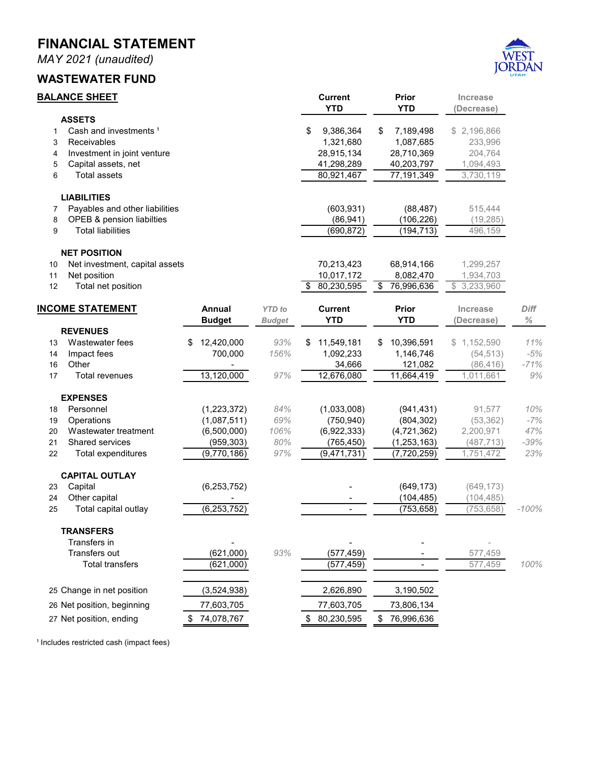# FINANCIAL STATEMENT

*MAY 2021 (unaudited)*

## WASTEWATER FUND

### BALANCE SHEET

| | | Current YTD | Prior YTD | Increase (Decrease) |
|---|---|---|---|---|
| | **ASSETS** | | | |
| 1 | Cash and investments [1] | $ 9,386,364 | $ 7,189,498 | $ 2,196,866 |
| 3 | Receivables | 1,321,680 | 1,087,685 | 233,996 |
| 4 | Investment in joint venture | 28,915,134 | 28,710,369 | 204,764 |
| 5 | Capital assets, net | 41,298,289 | 40,203,797 | 1,094,493 |
| 6 | Total assets | 80,921,467 | 77,191,349 | 3,730,119 |
| | **LIABILITIES** | | | |
| 7 | Payables and other liabilities | (603,931) | (88,487) | 515,444 |
| 8 | OPEB & pension liabilties | (86,941) | (106,226) | (19,285) |
| 9 | Total liabilities | (690,872) | (194,713) | 496,159 |
| | **NET POSITION** | | | |
| 10 | Net investment, capital assets | 70,213,423 | 68,914,166 | 1,299,257 |
| 11 | Net position | 10,017,172 | 8,082,470 | 1,934,703 |
| 12 | Total net position | $ 80,230,595 | $ 76,996,636 | $ 3,233,960 |

### INCOME STATEMENT

| | | Annual Budget | *YTD to Budget* | Current YTD | Prior YTD | Increase (Decrease) | *Diff %* |
|---|---|---|---|---|---|---|---|
| | **REVENUES** | | | | | | |
| 13 | Wastewater fees | $ 12,420,000 | *93%* | $ 11,549,181 | $ 10,396,591 | $ 1,152,590 | *11%* |
| 14 | Impact fees | 700,000 | *156%* | 1,092,233 | 1,146,746 | (54,513) | *-5%* |
| 16 | Other | - | | 34,666 | 121,082 | (86,416) | *-71%* |
| 17 | Total revenues | 13,120,000 | *97%* | 12,676,080 | 11,664,419 | 1,011,661 | *9%* |
| | **EXPENSES** | | | | | | |
| 18 | Personnel | (1,223,372) | *84%* | (1,033,008) | (941,431) | 91,577 | *10%* |
| 19 | Operations | (1,087,511) | *69%* | (750,940) | (804,302) | (53,362) | *-7%* |
| 20 | Wastewater treatment | (6,500,000) | *106%* | (6,922,333) | (4,721,362) | 2,200,971 | *47%* |
| 21 | Shared services | (959,303) | *80%* | (765,450) | (1,253,163) | (487,713) | *-39%* |
| 22 | Total expenditures | (9,770,186) | *97%* | (9,471,731) | (7,720,259) | 1,751,472 | *23%* |
| | **CAPITAL OUTLAY** | | | | | | |
| 23 | Capital | (6,253,752) | | - | (649,173) | (649,173) | |
| 24 | Other capital | - | | - | (104,485) | (104,485) | |
| 25 | Total capital outlay | (6,253,752) | | - | (753,658) | (753,658) | *-100%* |
| | **TRANSFERS** | | | | | | |
| | Transfers in | - | | - | - | - | |
| | Transfers out | (621,000) | *93%* | (577,459) | - | 577,459 | |
| | Total transfers | (621,000) | | (577,459) | - | 577,459 | *100%* |
| 25 | Change in net position | (3,524,938) | | 2,626,890 | 3,190,502 | | |
| 26 | Net position, beginning | 77,603,705 | | 77,603,705 | 73,806,134 | | |
| 27 | Net position, ending | $ 74,078,767 | | $ 80,230,595 | $ 76,996,636 | | |

[1] Includes restricted cash (impact fees)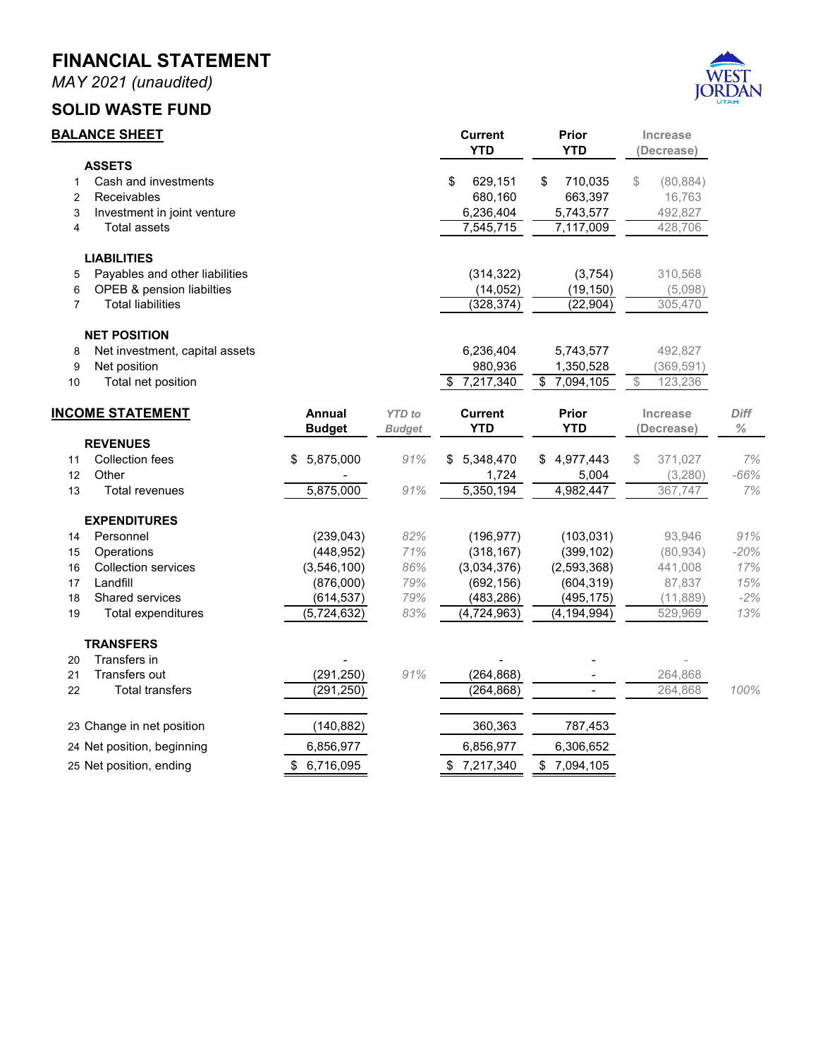# FINANCIAL STATEMENT

*MAY 2021 (unaudited)*

## SOLID WASTE FUND

| | BALANCE SHEET | Current YTD | Prior YTD | Increase (Decrease) |
|---|---|---|---|---|
| | **ASSETS** | | | |
| 1 | Cash and investments | $ 629,151 | $ 710,035 | $ (80,884) |
| 2 | Receivables | 680,160 | 663,397 | 16,763 |
| 3 | Investment in joint venture | 6,236,404 | 5,743,577 | 492,827 |
| 4 | Total assets | 7,545,715 | 7,117,009 | 428,706 |
| | **LIABILITIES** | | | |
| 5 | Payables and other liabilities | (314,322) | (3,754) | 310,568 |
| 6 | OPEB & pension liabilties | (14,052) | (19,150) | (5,098) |
| 7 | Total liabilities | (328,374) | (22,904) | 305,470 |
| | **NET POSITION** | | | |
| 8 | Net investment, capital assets | 6,236,404 | 5,743,577 | 492,827 |
| 9 | Net position | 980,936 | 1,350,528 | (369,591) |
| 10 | Total net position | $ 7,217,340 | $ 7,094,105 | $ 123,236 |

| | INCOME STATEMENT | Annual Budget | *YTD to Budget* | Current YTD | Prior YTD | Increase (Decrease) | *Diff %* |
|---|---|---|---|---|---|---|---|
| | **REVENUES** | | | | | | |
| 11 | Collection fees | $ 5,875,000 | *91%* | $ 5,348,470 | $ 4,977,443 | $ 371,027 | *7%* |
| 12 | Other | - | | 1,724 | 5,004 | (3,280) | *-66%* |
| 13 | Total revenues | 5,875,000 | *91%* | 5,350,194 | 4,982,447 | 367,747 | *7%* |
| | **EXPENDITURES** | | | | | | |
| 14 | Personnel | (239,043) | *82%* | (196,977) | (103,031) | 93,946 | *91%* |
| 15 | Operations | (448,952) | *71%* | (318,167) | (399,102) | (80,934) | *-20%* |
| 16 | Collection services | (3,546,100) | *86%* | (3,034,376) | (2,593,368) | 441,008 | *17%* |
| 17 | Landfill | (876,000) | *79%* | (692,156) | (604,319) | 87,837 | *15%* |
| 18 | Shared services | (614,537) | *79%* | (483,286) | (495,175) | (11,889) | *-2%* |
| 19 | Total expenditures | (5,724,632) | *83%* | (4,724,963) | (4,194,994) | 529,969 | *13%* |
| | **TRANSFERS** | | | | | | |
| 20 | Transfers in | - | | - | - | - | |
| 21 | Transfers out | (291,250) | *91%* | (264,868) | - | 264,868 | |
| 22 | Total transfers | (291,250) | | (264,868) | - | 264,868 | *100%* |
| 23 | Change in net position | (140,882) | | 360,363 | 787,453 | | |
| 24 | Net position, beginning | 6,856,977 | | 6,856,977 | 6,306,652 | | |
| 25 | Net position, ending | $ 6,716,095 | | $ 7,217,340 | $ 7,094,105 | | |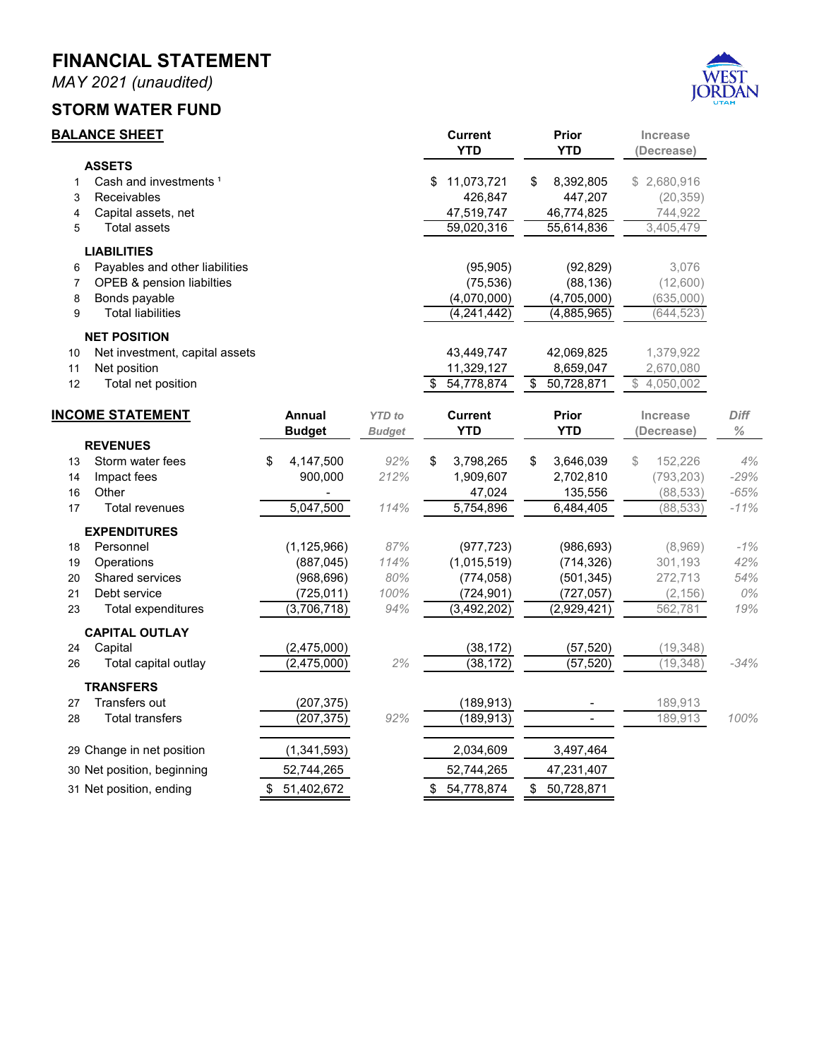# FINANCIAL STATEMENT

*MAY 2021 (unaudited)*

## STORM WATER FUND

### BALANCE SHEET

| | | Current YTD | Prior YTD | Increase (Decrease) |
|---|---|---|---|---|
| | **ASSETS** | | | |
| 1 | Cash and investments [1] | $ 11,073,721 | $ 8,392,805 | $ 2,680,916 |
| 3 | Receivables | 426,847 | 447,207 | (20,359) |
| 4 | Capital assets, net | 47,519,747 | 46,774,825 | 744,922 |
| 5 | Total assets | 59,020,316 | 55,614,836 | 3,405,479 |
| | **LIABILITIES** | | | |
| 6 | Payables and other liabilities | (95,905) | (92,829) | 3,076 |
| 7 | OPEB & pension liabilties | (75,536) | (88,136) | (12,600) |
| 8 | Bonds payable | (4,070,000) | (4,705,000) | (635,000) |
| 9 | Total liabilities | (4,241,442) | (4,885,965) | (644,523) |
| | **NET POSITION** | | | |
| 10 | Net investment, capital assets | 43,449,747 | 42,069,825 | 1,379,922 |
| 11 | Net position | 11,329,127 | 8,659,047 | 2,670,080 |
| 12 | Total net position | $ 54,778,874 | $ 50,728,871 | $ 4,050,002 |

### INCOME STATEMENT

| | | Annual Budget | *YTD to Budget* | Current YTD | Prior YTD | Increase (Decrease) | *Diff %* |
|---|---|---|---|---|---|---|---|
| | **REVENUES** | | | | | | |
| 13 | Storm water fees | $ 4,147,500 | *92%* | $ 3,798,265 | $ 3,646,039 | $ 152,226 | *4%* |
| 14 | Impact fees | 900,000 | *212%* | 1,909,607 | 2,702,810 | (793,203) | *-29%* |
| 16 | Other | - | | 47,024 | 135,556 | (88,533) | *-65%* |
| 17 | Total revenues | 5,047,500 | *114%* | 5,754,896 | 6,484,405 | (88,533) | *-11%* |
| | **EXPENDITURES** | | | | | | |
| 18 | Personnel | (1,125,966) | *87%* | (977,723) | (986,693) | (8,969) | *-1%* |
| 19 | Operations | (887,045) | *114%* | (1,015,519) | (714,326) | 301,193 | *42%* |
| 20 | Shared services | (968,696) | *80%* | (774,058) | (501,345) | 272,713 | *54%* |
| 21 | Debt service | (725,011) | *100%* | (724,901) | (727,057) | (2,156) | *0%* |
| 23 | Total expenditures | (3,706,718) | *94%* | (3,492,202) | (2,929,421) | 562,781 | *19%* |
| | **CAPITAL OUTLAY** | | | | | | |
| 24 | Capital | (2,475,000) | | (38,172) | (57,520) | (19,348) | |
| 26 | Total capital outlay | (2,475,000) | *2%* | (38,172) | (57,520) | (19,348) | *-34%* |
| | **TRANSFERS** | | | | | | |
| 27 | Transfers out | (207,375) | | (189,913) | - | 189,913 | |
| 28 | Total transfers | (207,375) | *92%* | (189,913) | - | 189,913 | *100%* |
| 29 | Change in net position | (1,341,593) | | 2,034,609 | 3,497,464 | | |
| 30 | Net position, beginning | 52,744,265 | | 52,744,265 | 47,231,407 | | |
| 31 | Net position, ending | $ 51,402,672 | | $ 54,778,874 | $ 50,728,871 | | |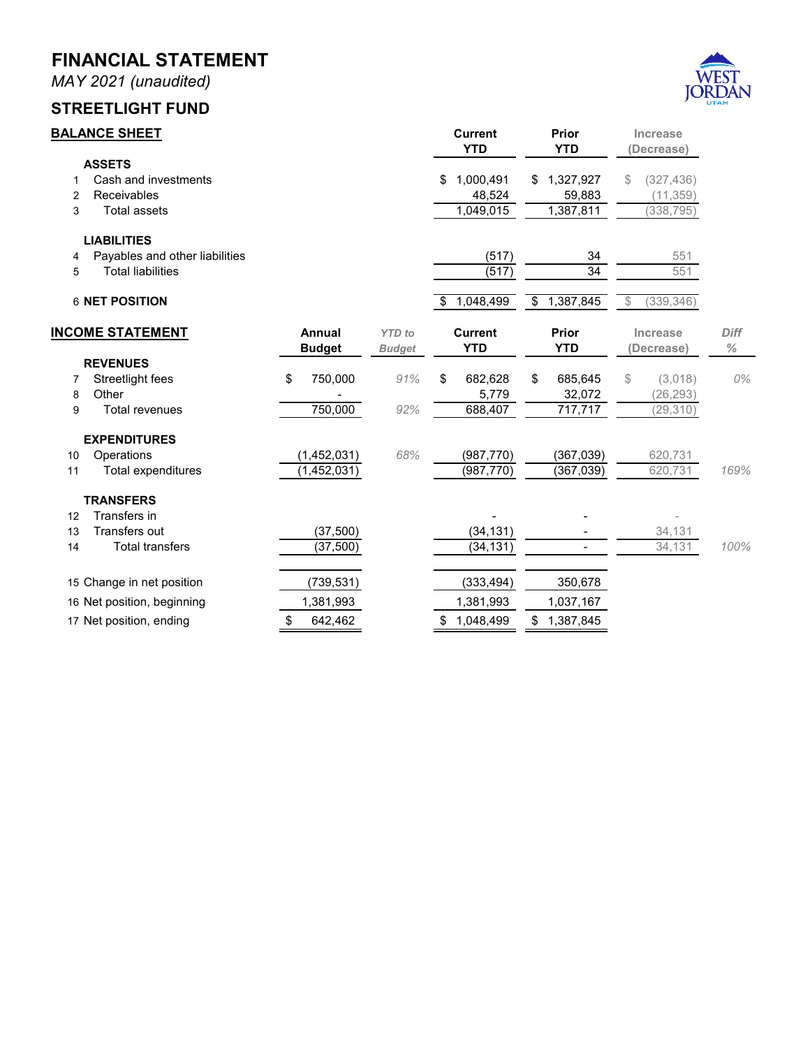# FINANCIAL STATEMENT

*MAY 2021 (unaudited)*

## STREETLIGHT FUND

### BALANCE SHEET

| | | Current YTD | Prior YTD | Increase (Decrease) |
|---|---|---|---|---|
| | **ASSETS** | | | |
| 1 | Cash and investments | $ 1,000,491 | $ 1,327,927 | $ (327,436) |
| 2 | Receivables | 48,524 | 59,883 | (11,359) |
| 3 | Total assets | 1,049,015 | 1,387,811 | (338,795) |
| | **LIABILITIES** | | | |
| 4 | Payables and other liabilities | (517) | 34 | 551 |
| 5 | Total liabilities | (517) | 34 | 551 |
| 6 | **NET POSITION** | $ 1,048,499 | $ 1,387,845 | $ (339,346) |

### INCOME STATEMENT

| | | Annual Budget | *YTD to Budget* | Current YTD | Prior YTD | Increase (Decrease) | *Diff %* |
|---|---|---|---|---|---|---|---|
| | **REVENUES** | | | | | | |
| 7 | Streetlight fees | $ 750,000 | *91%* | $ 682,628 | $ 685,645 | $ (3,018) | *0%* |
| 8 | Other | - | | 5,779 | 32,072 | (26,293) | |
| 9 | Total revenues | 750,000 | *92%* | 688,407 | 717,717 | (29,310) | |
| | **EXPENDITURES** | | | | | | |
| 10 | Operations | (1,452,031) | *68%* | (987,770) | (367,039) | 620,731 | |
| 11 | Total expenditures | (1,452,031) | | (987,770) | (367,039) | 620,731 | *169%* |
| | **TRANSFERS** | | | | | | |
| 12 | Transfers in | | | - | - | - | |
| 13 | Transfers out | (37,500) | | (34,131) | - | 34,131 | |
| 14 | Total transfers | (37,500) | | (34,131) | - | 34,131 | *100%* |
| 15 | Change in net position | (739,531) | | (333,494) | 350,678 | | |
| 16 | Net position, beginning | 1,381,993 | | 1,381,993 | 1,037,167 | | |
| 17 | Net position, ending | $ 642,462 | | $ 1,048,499 | $ 1,387,845 | | |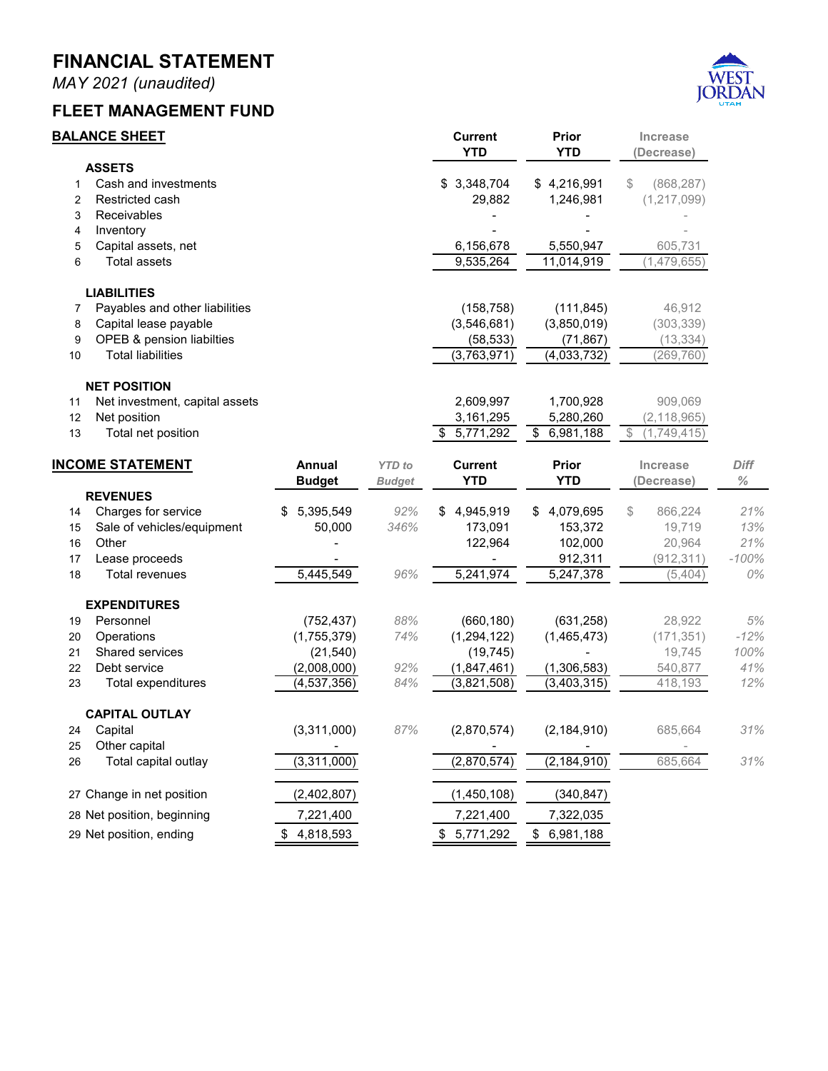# FINANCIAL STATEMENT

*MAY 2021 (unaudited)*

## FLEET MANAGEMENT FUND

### BALANCE SHEET

| | | Current YTD | Prior YTD | Increase (Decrease) |
|---|---|---|---|---|
| | **ASSETS** | | | |
| 1 | Cash and investments | $ 3,348,704 | $ 4,216,991 | $ (868,287) |
| 2 | Restricted cash | 29,882 | 1,246,981 | (1,217,099) |
| 3 | Receivables | - | - | - |
| 4 | Inventory | - | - | - |
| 5 | Capital assets, net | 6,156,678 | 5,550,947 | 605,731 |
| 6 | Total assets | 9,535,264 | 11,014,919 | (1,479,655) |
| | **LIABILITIES** | | | |
| 7 | Payables and other liabilities | (158,758) | (111,845) | 46,912 |
| 8 | Capital lease payable | (3,546,681) | (3,850,019) | (303,339) |
| 9 | OPEB & pension liabilties | (58,533) | (71,867) | (13,334) |
| 10 | Total liabilities | (3,763,971) | (4,033,732) | (269,760) |
| | **NET POSITION** | | | |
| 11 | Net investment, capital assets | 2,609,997 | 1,700,928 | 909,069 |
| 12 | Net position | 3,161,295 | 5,280,260 | (2,118,965) |
| 13 | Total net position | $ 5,771,292 | $ 6,981,188 | $ (1,749,415) |

### INCOME STATEMENT

| | | Annual Budget | *YTD to Budget* | Current YTD | Prior YTD | Increase (Decrease) | *Diff %* |
|---|---|---|---|---|---|---|---|
| | **REVENUES** | | | | | | |
| 14 | Charges for service | $ 5,395,549 | *92%* | $ 4,945,919 | $ 4,079,695 | $ 866,224 | *21%* |
| 15 | Sale of vehicles/equipment | 50,000 | *346%* | 173,091 | 153,372 | 19,719 | *13%* |
| 16 | Other | - | | 122,964 | 102,000 | 20,964 | *21%* |
| 17 | Lease proceeds | - | | - | 912,311 | (912,311) | *-100%* |
| 18 | Total revenues | 5,445,549 | *96%* | 5,241,974 | 5,247,378 | (5,404) | *0%* |
| | **EXPENDITURES** | | | | | | |
| 19 | Personnel | (752,437) | *88%* | (660,180) | (631,258) | 28,922 | *5%* |
| 20 | Operations | (1,755,379) | *74%* | (1,294,122) | (1,465,473) | (171,351) | *-12%* |
| 21 | Shared services | (21,540) | | (19,745) | - | 19,745 | *100%* |
| 22 | Debt service | (2,008,000) | *92%* | (1,847,461) | (1,306,583) | 540,877 | *41%* |
| 23 | Total expenditures | (4,537,356) | *84%* | (3,821,508) | (3,403,315) | 418,193 | *12%* |
| | **CAPITAL OUTLAY** | | | | | | |
| 24 | Capital | (3,311,000) | *87%* | (2,870,574) | (2,184,910) | 685,664 | *31%* |
| 25 | Other capital | - | | - | - | - | |
| 26 | Total capital outlay | (3,311,000) | | (2,870,574) | (2,184,910) | 685,664 | *31%* |
| 27 | Change in net position | (2,402,807) | | (1,450,108) | (340,847) | | |
| 28 | Net position, beginning | 7,221,400 | | 7,221,400 | 7,322,035 | | |
| 29 | Net position, ending | $ 4,818,593 | | $ 5,771,292 | $ 6,981,188 | | |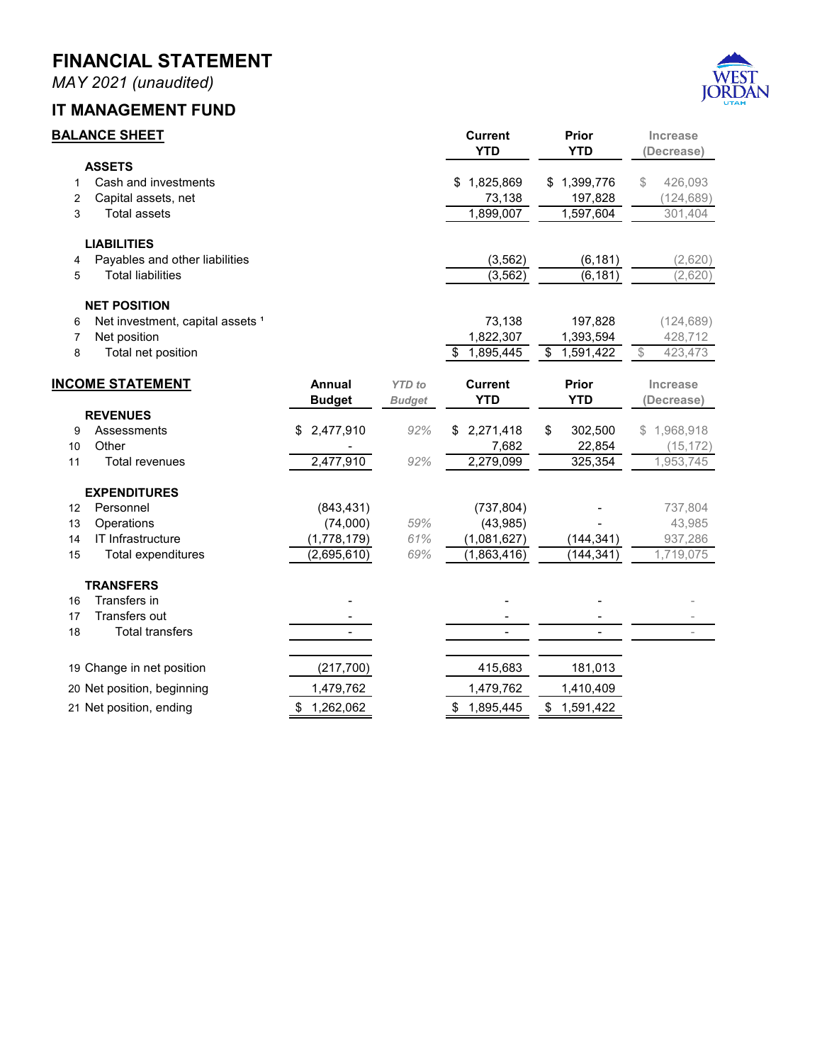# FINANCIAL STATEMENT

*MAY 2021 (unaudited)*

WEST JORDAN UTAH

## IT MANAGEMENT FUND

### BALANCE SHEET

| | | Current YTD | Prior YTD | Increase (Decrease) |
|---|---|---|---|---|
| | **ASSETS** | | | |
| 1 | Cash and investments | $ 1,825,869 | $ 1,399,776 | $ 426,093 |
| 2 | Capital assets, net | 73,138 | 197,828 | (124,689) |
| 3 | Total assets | 1,899,007 | 1,597,604 | 301,404 |
| | **LIABILITIES** | | | |
| 4 | Payables and other liabilities | (3,562) | (6,181) | (2,620) |
| 5 | Total liabilities | (3,562) | (6,181) | (2,620) |
| | **NET POSITION** | | | |
| 6 | Net investment, capital assets [1] | 73,138 | 197,828 | (124,689) |
| 7 | Net position | 1,822,307 | 1,393,594 | 428,712 |
| 8 | Total net position | $ 1,895,445 | $ 1,591,422 | $ 423,473 |

### INCOME STATEMENT

| | | Annual Budget | *YTD to Budget* | Current YTD | Prior YTD | Increase (Decrease) |
|---|---|---|---|---|---|---|
| | **REVENUES** | | | | | |
| 9 | Assessments | $ 2,477,910 | *92%* | $ 2,271,418 | $ 302,500 | $ 1,968,918 |
| 10 | Other | - | | 7,682 | 22,854 | (15,172) |
| 11 | Total revenues | 2,477,910 | *92%* | 2,279,099 | 325,354 | 1,953,745 |
| | **EXPENDITURES** | | | | | |
| 12 | Personnel | (843,431) | | (737,804) | - | 737,804 |
| 13 | Operations | (74,000) | *59%* | (43,985) | - | 43,985 |
| 14 | IT Infrastructure | (1,778,179) | *61%* | (1,081,627) | (144,341) | 937,286 |
| 15 | Total expenditures | (2,695,610) | *69%* | (1,863,416) | (144,341) | 1,719,075 |
| | **TRANSFERS** | | | | | |
| 16 | Transfers in | - | | - | - | - |
| 17 | Transfers out | - | | - | - | - |
| 18 | Total transfers | - | | - | - | - |
| 19 | Change in net position | (217,700) | | 415,683 | 181,013 | |
| 20 | Net position, beginning | 1,479,762 | | 1,479,762 | 1,410,409 | |
| 21 | Net position, ending | $ 1,262,062 | | $ 1,895,445 | $ 1,591,422 | |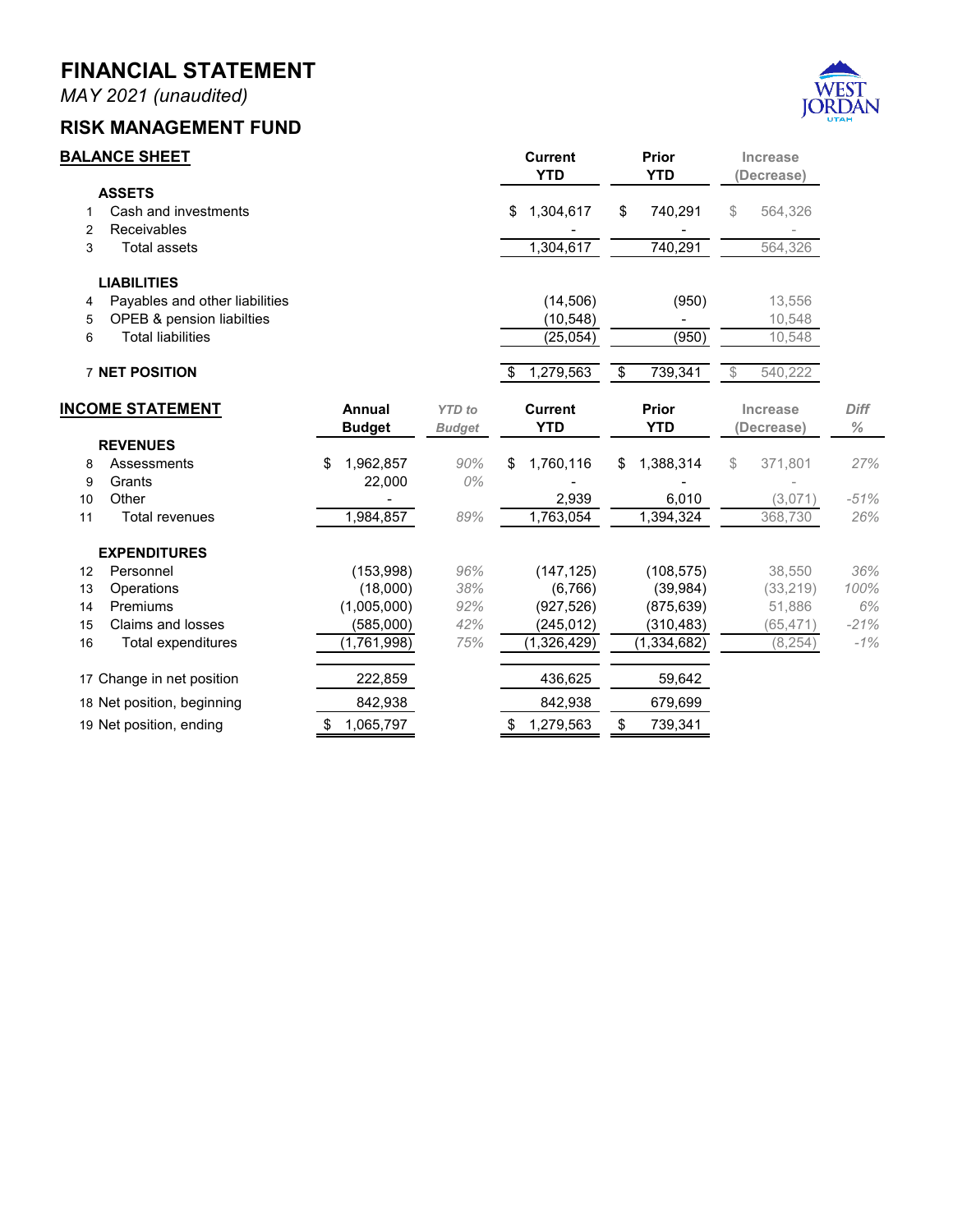# FINANCIAL STATEMENT

*MAY 2021 (unaudited)*

## RISK MANAGEMENT FUND

### BALANCE SHEET

| | | Current YTD | Prior YTD | Increase (Decrease) |
|---|---|---|---|---|
| | **ASSETS** | | | |
| 1 | Cash and investments | $ 1,304,617 | $ 740,291 | $ 564,326 |
| 2 | Receivables | - | - | - |
| 3 | Total assets | 1,304,617 | 740,291 | 564,326 |
| | **LIABILITIES** | | | |
| 4 | Payables and other liabilities | (14,506) | (950) | 13,556 |
| 5 | OPEB & pension liabilties | (10,548) | - | 10,548 |
| 6 | Total liabilities | (25,054) | (950) | 10,548 |
| 7 | **NET POSITION** | $ 1,279,563 | $ 739,341 | $ 540,222 |

### INCOME STATEMENT

| | | Annual Budget | *YTD to Budget* | Current YTD | Prior YTD | Increase (Decrease) | *Diff %* |
|---|---|---|---|---|---|---|---|
| | **REVENUES** | | | | | | |
| 8 | Assessments | $ 1,962,857 | *90%* | $ 1,760,116 | $ 1,388,314 | $ 371,801 | *27%* |
| 9 | Grants | 22,000 | *0%* | - | - | - | |
| 10 | Other | - | | 2,939 | 6,010 | (3,071) | *-51%* |
| 11 | Total revenues | 1,984,857 | *89%* | 1,763,054 | 1,394,324 | 368,730 | *26%* |
| | **EXPENDITURES** | | | | | | |
| 12 | Personnel | (153,998) | *96%* | (147,125) | (108,575) | 38,550 | *36%* |
| 13 | Operations | (18,000) | *38%* | (6,766) | (39,984) | (33,219) | *100%* |
| 14 | Premiums | (1,005,000) | *92%* | (927,526) | (875,639) | 51,886 | *6%* |
| 15 | Claims and losses | (585,000) | *42%* | (245,012) | (310,483) | (65,471) | *-21%* |
| 16 | Total expenditures | (1,761,998) | *75%* | (1,326,429) | (1,334,682) | (8,254) | *-1%* |
| 17 | Change in net position | 222,859 | | 436,625 | 59,642 | | |
| 18 | Net position, beginning | 842,938 | | 842,938 | 679,699 | | |
| 19 | Net position, ending | $ 1,065,797 | | $ 1,279,563 | $ 739,341 | | |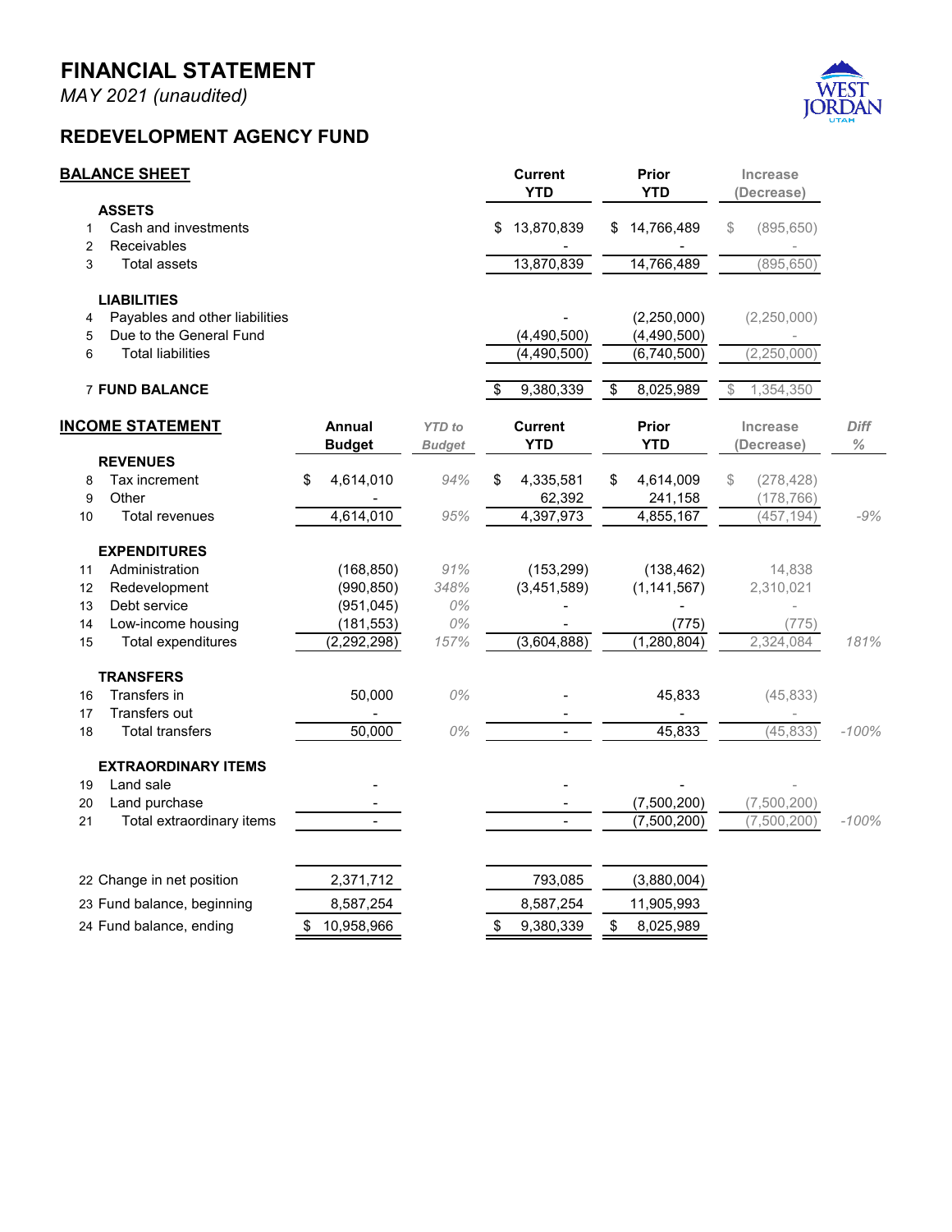# FINANCIAL STATEMENT

*MAY 2021 (unaudited)*

WEST JORDAN UTAH

## REDEVELOPMENT AGENCY FUND

| | **BALANCE SHEET** | **Current YTD** | **Prior YTD** | Increase (Decrease) |
|---|---|---|---|---|
| | **ASSETS** | | | |
| 1 | Cash and investments | $ 13,870,839 | $ 14,766,489 | $ (895,650) |
| 2 | Receivables | - | - | - |
| 3 | Total assets | 13,870,839 | 14,766,489 | (895,650) |
| | **LIABILITIES** | | | |
| 4 | Payables and other liabilities | - | (2,250,000) | (2,250,000) |
| 5 | Due to the General Fund | (4,490,500) | (4,490,500) | - |
| 6 | Total liabilities | (4,490,500) | (6,740,500) | (2,250,000) |
| 7 | **FUND BALANCE** | $ 9,380,339 | $ 8,025,989 | $ 1,354,350 |

| | **INCOME STATEMENT** | **Annual Budget** | *YTD to Budget* | **Current YTD** | **Prior YTD** | Increase (Decrease) | *Diff %* |
|---|---|---|---|---|---|---|---|
| | **REVENUES** | | | | | | |
| 8 | Tax increment | $ 4,614,010 | 94% | $ 4,335,581 | $ 4,614,009 | $ (278,428) | |
| 9 | Other | - | | 62,392 | 241,158 | (178,766) | |
| 10 | Total revenues | 4,614,010 | 95% | 4,397,973 | 4,855,167 | (457,194) | -9% |
| | **EXPENDITURES** | | | | | | |
| 11 | Administration | (168,850) | 91% | (153,299) | (138,462) | 14,838 | |
| 12 | Redevelopment | (990,850) | 348% | (3,451,589) | (1,141,567) | 2,310,021 | |
| 13 | Debt service | (951,045) | 0% | - | - | - | |
| 14 | Low-income housing | (181,553) | 0% | - | (775) | (775) | |
| 15 | Total expenditures | (2,292,298) | 157% | (3,604,888) | (1,280,804) | 2,324,084 | 181% |
| | **TRANSFERS** | | | | | | |
| 16 | Transfers in | 50,000 | 0% | - | 45,833 | (45,833) | |
| 17 | Transfers out | - | | - | - | - | |
| 18 | Total transfers | 50,000 | 0% | - | 45,833 | (45,833) | -100% |
| | **EXTRAORDINARY ITEMS** | | | | | | |
| 19 | Land sale | - | | - | - | - | |
| 20 | Land purchase | - | | - | (7,500,200) | (7,500,200) | |
| 21 | Total extraordinary items | - | | - | (7,500,200) | (7,500,200) | -100% |
| 22 | Change in net position | 2,371,712 | | 793,085 | (3,880,004) | | |
| 23 | Fund balance, beginning | 8,587,254 | | 8,587,254 | 11,905,993 | | |
| 24 | Fund balance, ending | $ 10,958,966 | | $ 9,380,339 | $ 8,025,989 | | |